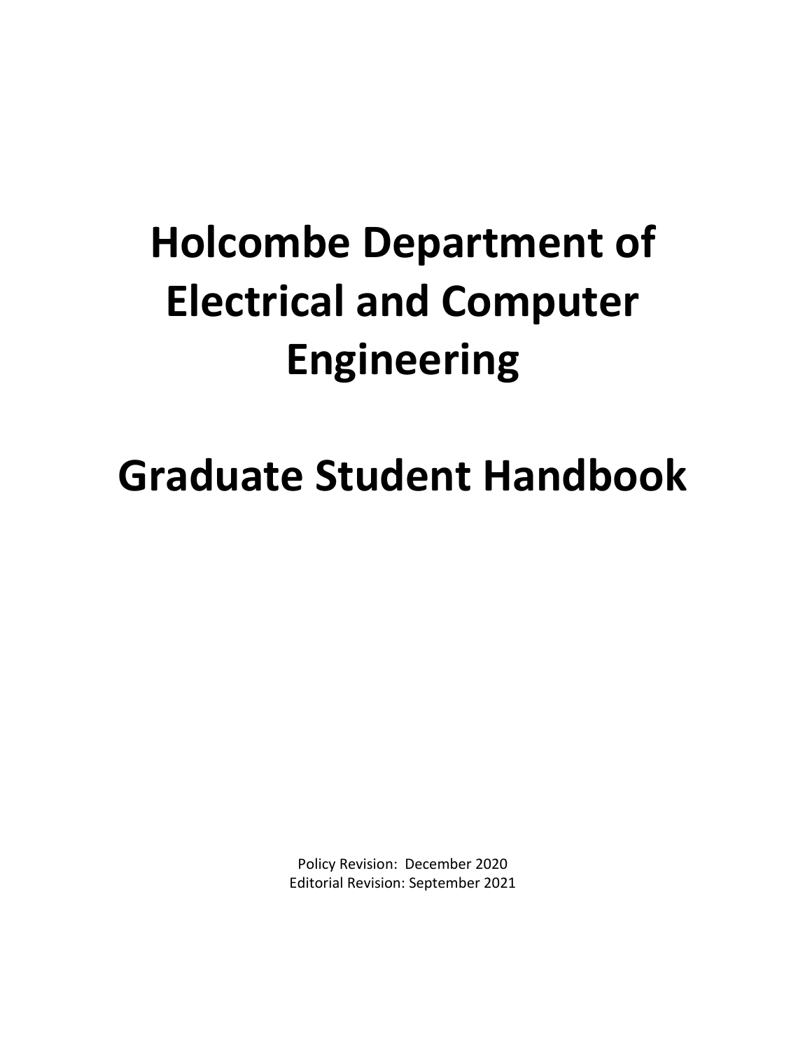# Holcombe Department of Electrical and Computer Engineering

# Graduate Student Handbook

Policy Revision: December 2020

Editorial Revision: September 2021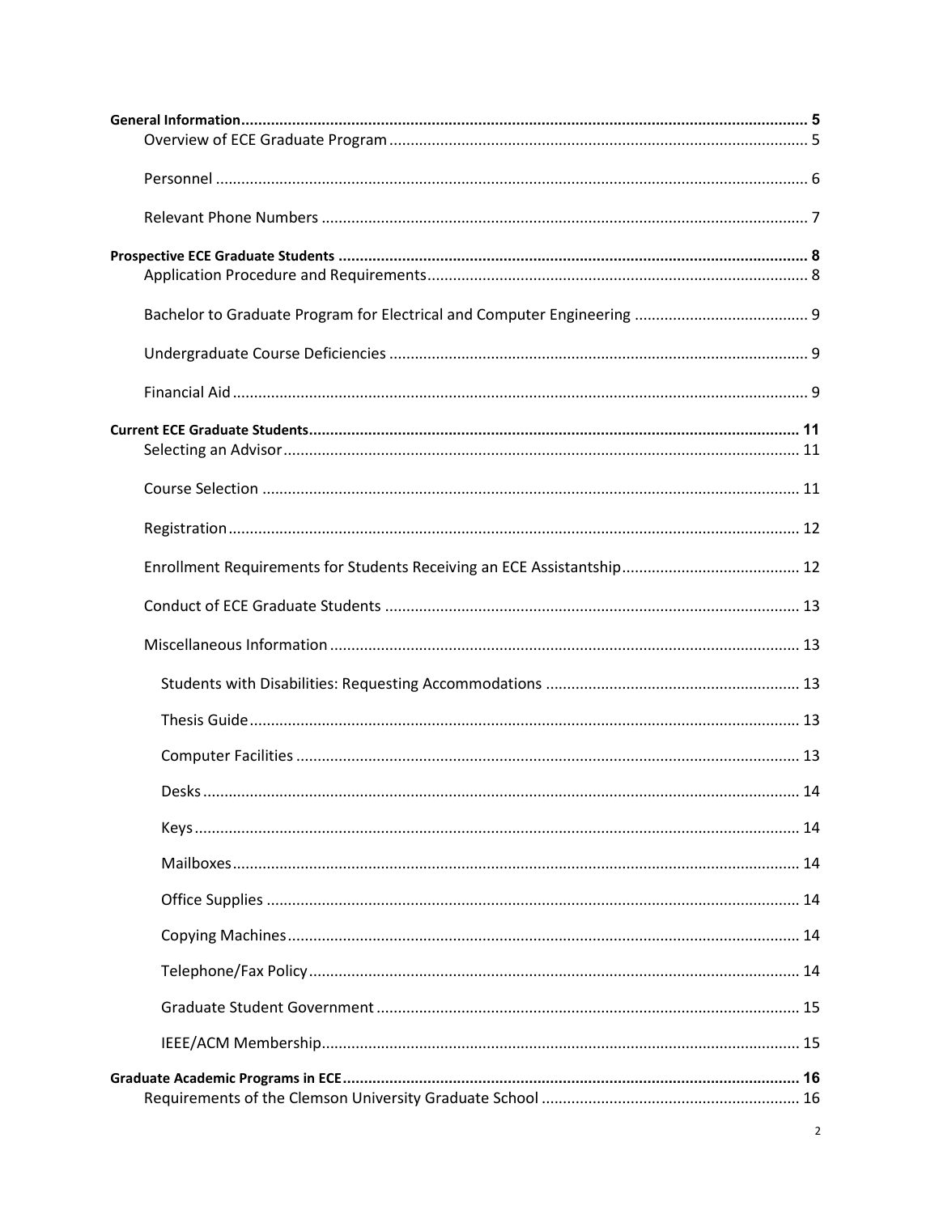**General Information** ..... 5

- Overview of ECE Graduate Program ..... 5
- Personnel ..... 6
- Relevant Phone Numbers ..... 7

**Prospective ECE Graduate Students** ..... 8

- Application Procedure and Requirements ..... 8
- Bachelor to Graduate Program for Electrical and Computer Engineering ..... 9
- Undergraduate Course Deficiencies ..... 9
- Financial Aid ..... 9

**Current ECE Graduate Students** ..... 11

- Selecting an Advisor ..... 11
- Course Selection ..... 11
- Registration ..... 12
- Enrollment Requirements for Students Receiving an ECE Assistantship ..... 12
- Conduct of ECE Graduate Students ..... 13
- Miscellaneous Information ..... 13
  - Students with Disabilities: Requesting Accommodations ..... 13
  - Thesis Guide ..... 13
  - Computer Facilities ..... 13
  - Desks ..... 14
  - Keys ..... 14
  - Mailboxes ..... 14
  - Office Supplies ..... 14
  - Copying Machines ..... 14
  - Telephone/Fax Policy ..... 14
  - Graduate Student Government ..... 15
  - IEEE/ACM Membership ..... 15

**Graduate Academic Programs in ECE** ..... 16

- Requirements of the Clemson University Graduate School ..... 16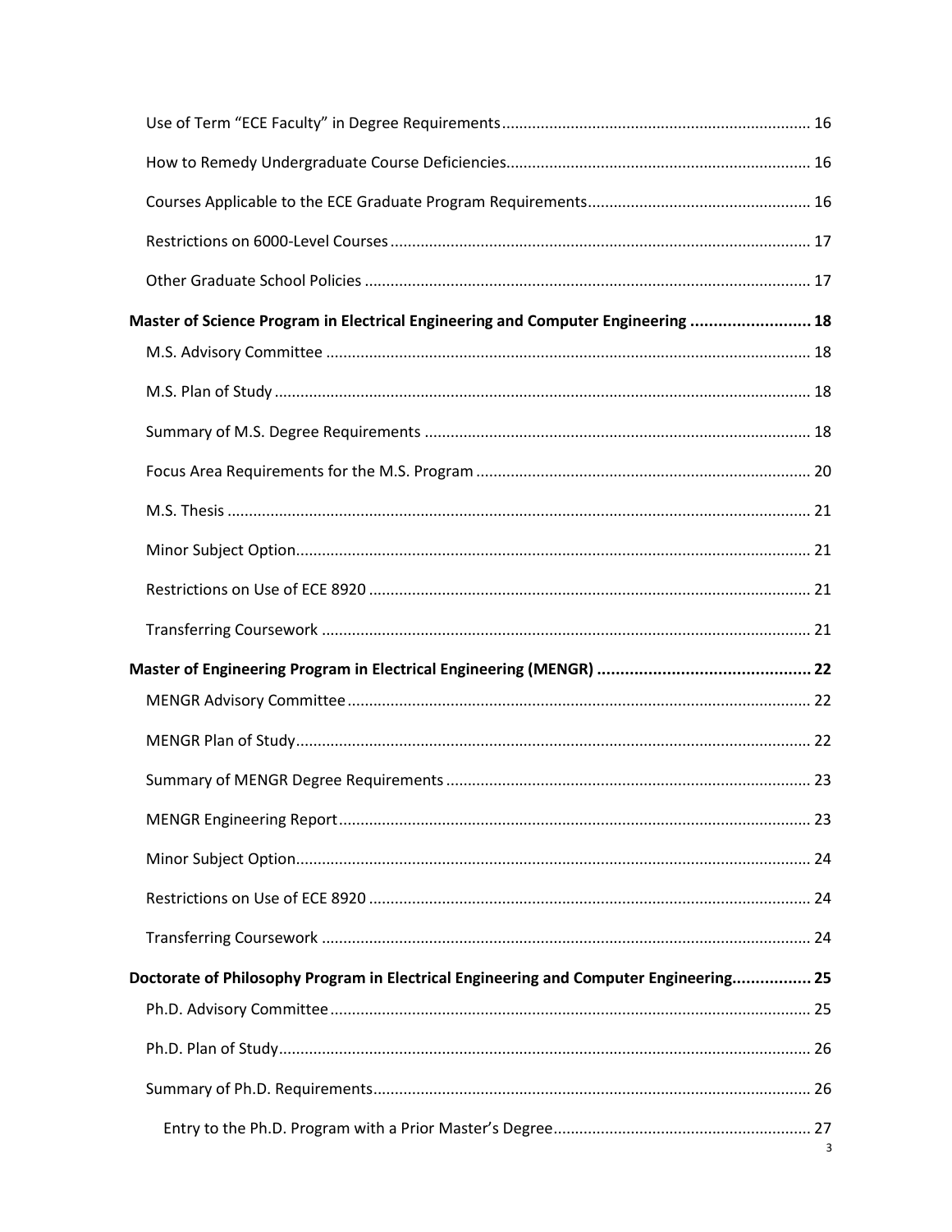Use of Term "ECE Faculty" in Degree Requirements ........ 16

How to Remedy Undergraduate Course Deficiencies ........ 16

Courses Applicable to the ECE Graduate Program Requirements ........ 16

Restrictions on 6000-Level Courses ........ 17

Other Graduate School Policies ........ 17

**Master of Science Program in Electrical Engineering and Computer Engineering ........ 18**

M.S. Advisory Committee ........ 18

M.S. Plan of Study ........ 18

Summary of M.S. Degree Requirements ........ 18

Focus Area Requirements for the M.S. Program ........ 20

M.S. Thesis ........ 21

Minor Subject Option ........ 21

Restrictions on Use of ECE 8920 ........ 21

Transferring Coursework ........ 21

**Master of Engineering Program in Electrical Engineering (MENGR) ........ 22**

MENGR Advisory Committee ........ 22

MENGR Plan of Study ........ 22

Summary of MENGR Degree Requirements ........ 23

MENGR Engineering Report ........ 23

Minor Subject Option ........ 24

Restrictions on Use of ECE 8920 ........ 24

Transferring Coursework ........ 24

**Doctorate of Philosophy Program in Electrical Engineering and Computer Engineering ........ 25**

Ph.D. Advisory Committee ........ 25

Ph.D. Plan of Study ........ 26

Summary of Ph.D. Requirements ........ 26

Entry to the Ph.D. Program with a Prior Master's Degree ........ 27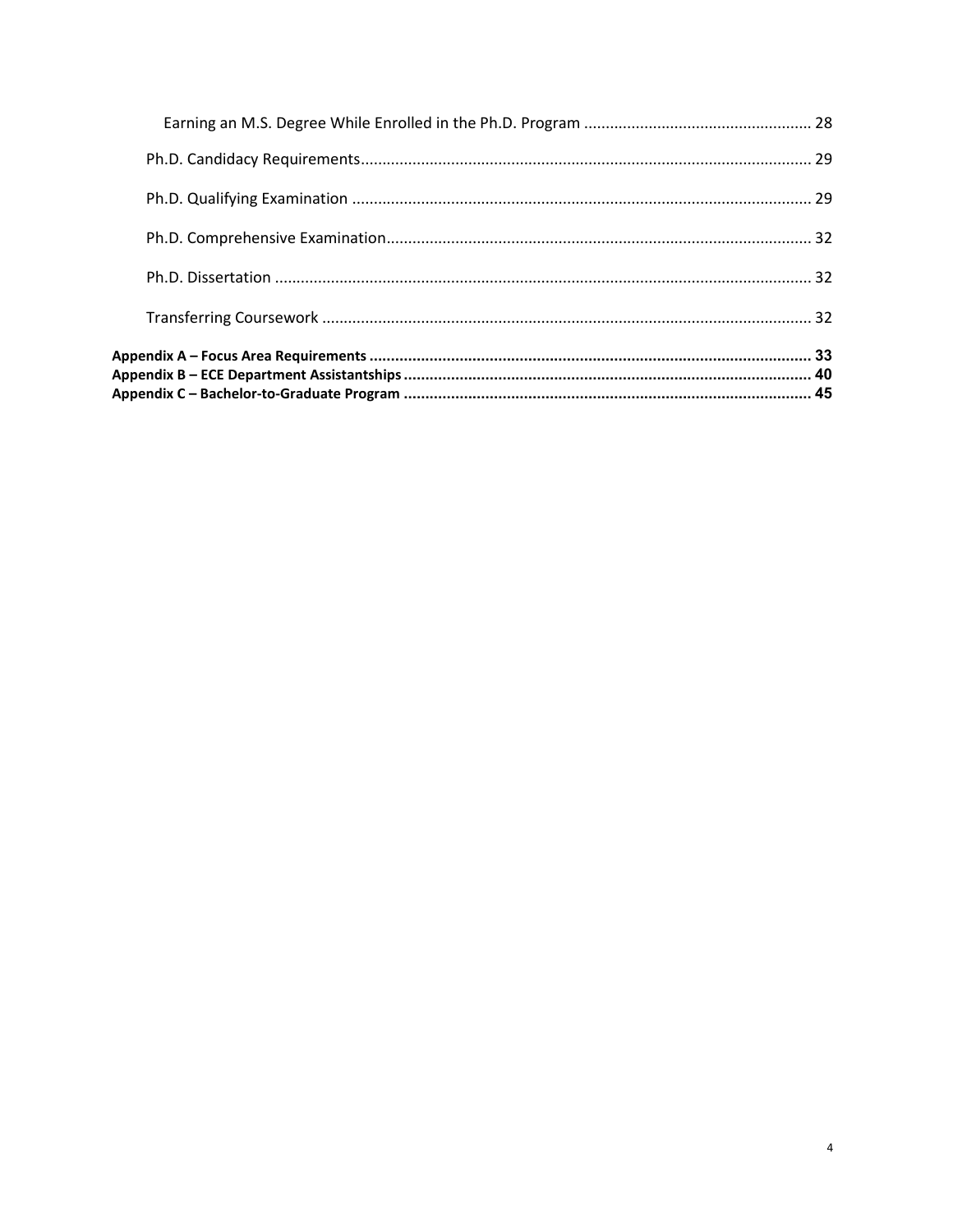Earning an M.S. Degree While Enrolled in the Ph.D. Program ..................................................... 28

Ph.D. Candidacy Requirements ........................................................................................................ 29

Ph.D. Qualifying Examination .......................................................................................................... 29

Ph.D. Comprehensive Examination .................................................................................................. 32

Ph.D. Dissertation ............................................................................................................................ 32

Transferring Coursework ................................................................................................................. 32

**Appendix A – Focus Area Requirements ...................................................................................... 33**

**Appendix B – ECE Department Assistantships .............................................................................. 40**

**Appendix C – Bachelor-to-Graduate Program .............................................................................. 45**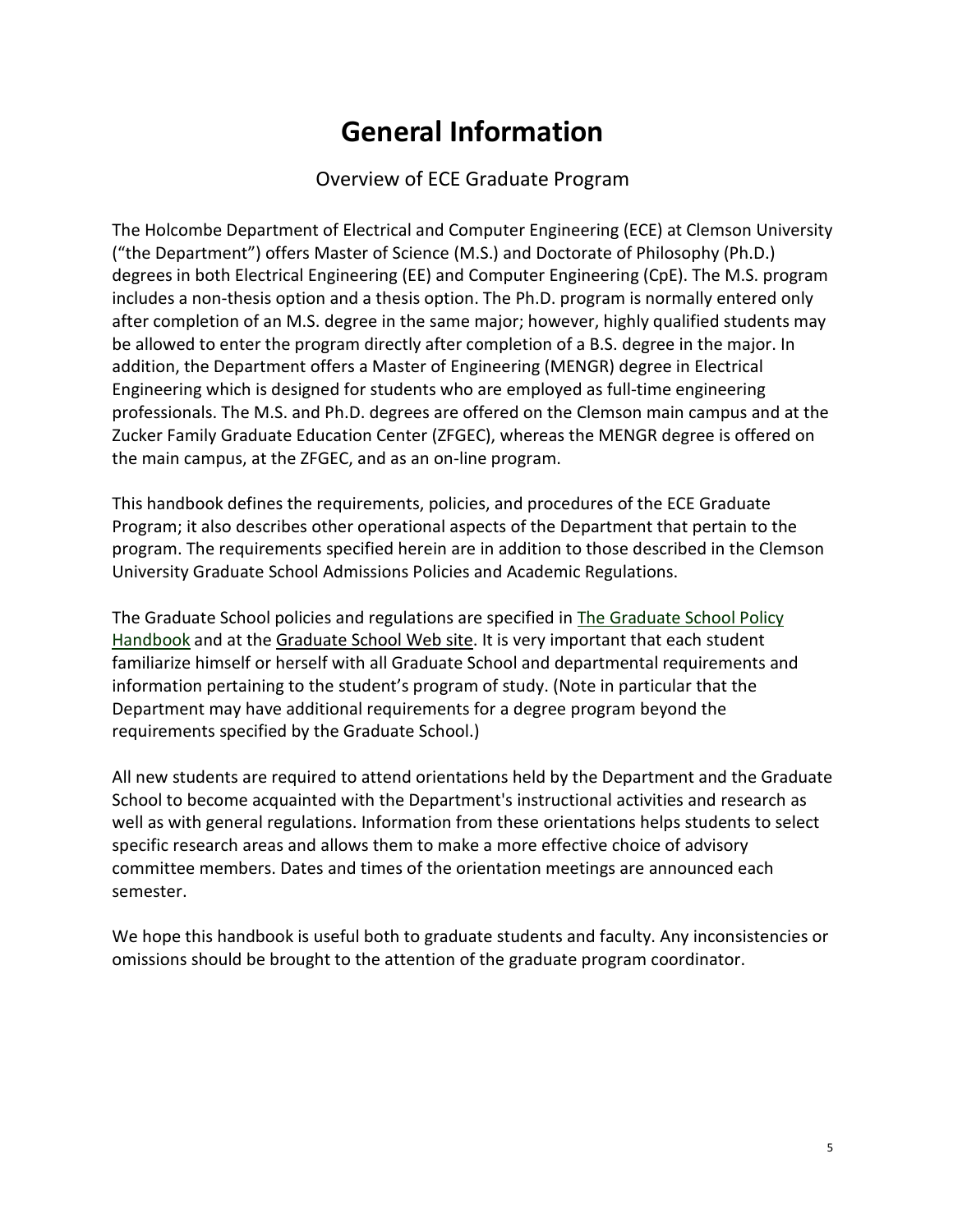# General Information

## Overview of ECE Graduate Program

The Holcombe Department of Electrical and Computer Engineering (ECE) at Clemson University ("the Department") offers Master of Science (M.S.) and Doctorate of Philosophy (Ph.D.) degrees in both Electrical Engineering (EE) and Computer Engineering (CpE). The M.S. program includes a non-thesis option and a thesis option. The Ph.D. program is normally entered only after completion of an M.S. degree in the same major; however, highly qualified students may be allowed to enter the program directly after completion of a B.S. degree in the major. In addition, the Department offers a Master of Engineering (MENGR) degree in Electrical Engineering which is designed for students who are employed as full-time engineering professionals. The M.S. and Ph.D. degrees are offered on the Clemson main campus and at the Zucker Family Graduate Education Center (ZFGEC), whereas the MENGR degree is offered on the main campus, at the ZFGEC, and as an on-line program.

This handbook defines the requirements, policies, and procedures of the ECE Graduate Program; it also describes other operational aspects of the Department that pertain to the program. The requirements specified herein are in addition to those described in the Clemson University Graduate School Admissions Policies and Academic Regulations.

The Graduate School policies and regulations are specified in The Graduate School Policy Handbook and at the Graduate School Web site. It is very important that each student familiarize himself or herself with all Graduate School and departmental requirements and information pertaining to the student's program of study. (Note in particular that the Department may have additional requirements for a degree program beyond the requirements specified by the Graduate School.)

All new students are required to attend orientations held by the Department and the Graduate School to become acquainted with the Department's instructional activities and research as well as with general regulations. Information from these orientations helps students to select specific research areas and allows them to make a more effective choice of advisory committee members. Dates and times of the orientation meetings are announced each semester.

We hope this handbook is useful both to graduate students and faculty. Any inconsistencies or omissions should be brought to the attention of the graduate program coordinator.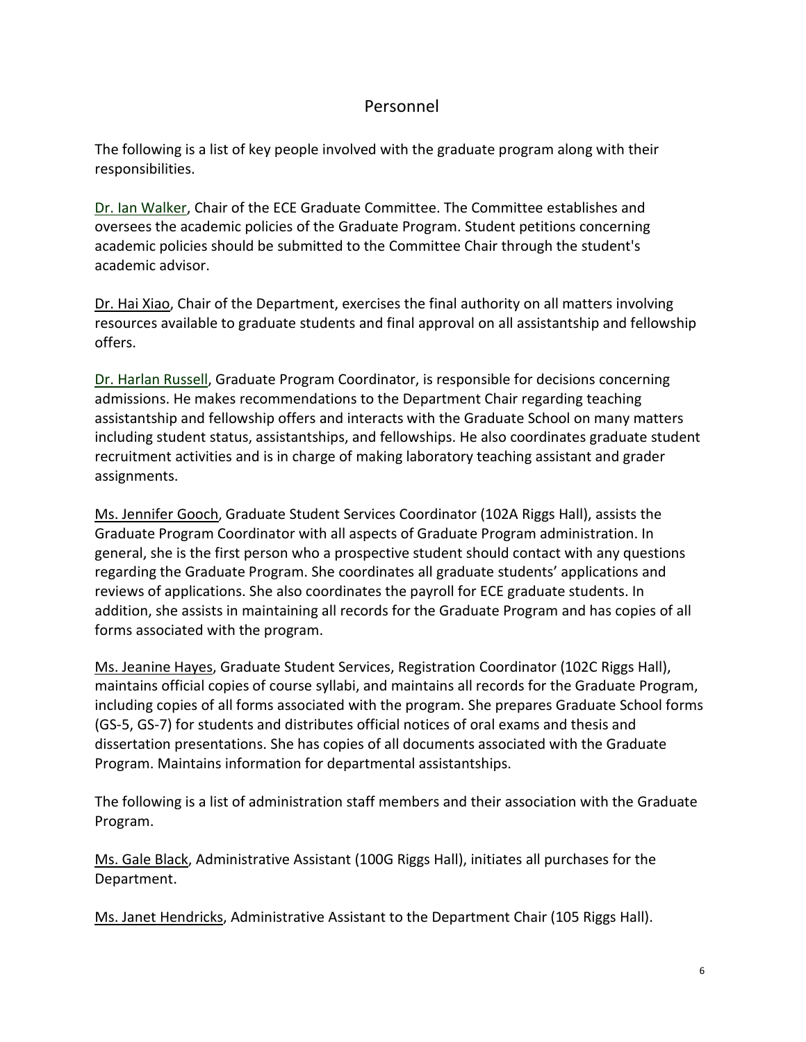# Personnel

The following is a list of key people involved with the graduate program along with their responsibilities.

Dr. Ian Walker, Chair of the ECE Graduate Committee. The Committee establishes and oversees the academic policies of the Graduate Program. Student petitions concerning academic policies should be submitted to the Committee Chair through the student's academic advisor.

Dr. Hai Xiao, Chair of the Department, exercises the final authority on all matters involving resources available to graduate students and final approval on all assistantship and fellowship offers.

Dr. Harlan Russell, Graduate Program Coordinator, is responsible for decisions concerning admissions. He makes recommendations to the Department Chair regarding teaching assistantship and fellowship offers and interacts with the Graduate School on many matters including student status, assistantships, and fellowships. He also coordinates graduate student recruitment activities and is in charge of making laboratory teaching assistant and grader assignments.

Ms. Jennifer Gooch, Graduate Student Services Coordinator (102A Riggs Hall), assists the Graduate Program Coordinator with all aspects of Graduate Program administration. In general, she is the first person who a prospective student should contact with any questions regarding the Graduate Program. She coordinates all graduate students' applications and reviews of applications. She also coordinates the payroll for ECE graduate students. In addition, she assists in maintaining all records for the Graduate Program and has copies of all forms associated with the program.

Ms. Jeanine Hayes, Graduate Student Services, Registration Coordinator (102C Riggs Hall), maintains official copies of course syllabi, and maintains all records for the Graduate Program, including copies of all forms associated with the program. She prepares Graduate School forms (GS-5, GS-7) for students and distributes official notices of oral exams and thesis and dissertation presentations. She has copies of all documents associated with the Graduate Program. Maintains information for departmental assistantships.

The following is a list of administration staff members and their association with the Graduate Program.

Ms. Gale Black, Administrative Assistant (100G Riggs Hall), initiates all purchases for the Department.

Ms. Janet Hendricks, Administrative Assistant to the Department Chair (105 Riggs Hall).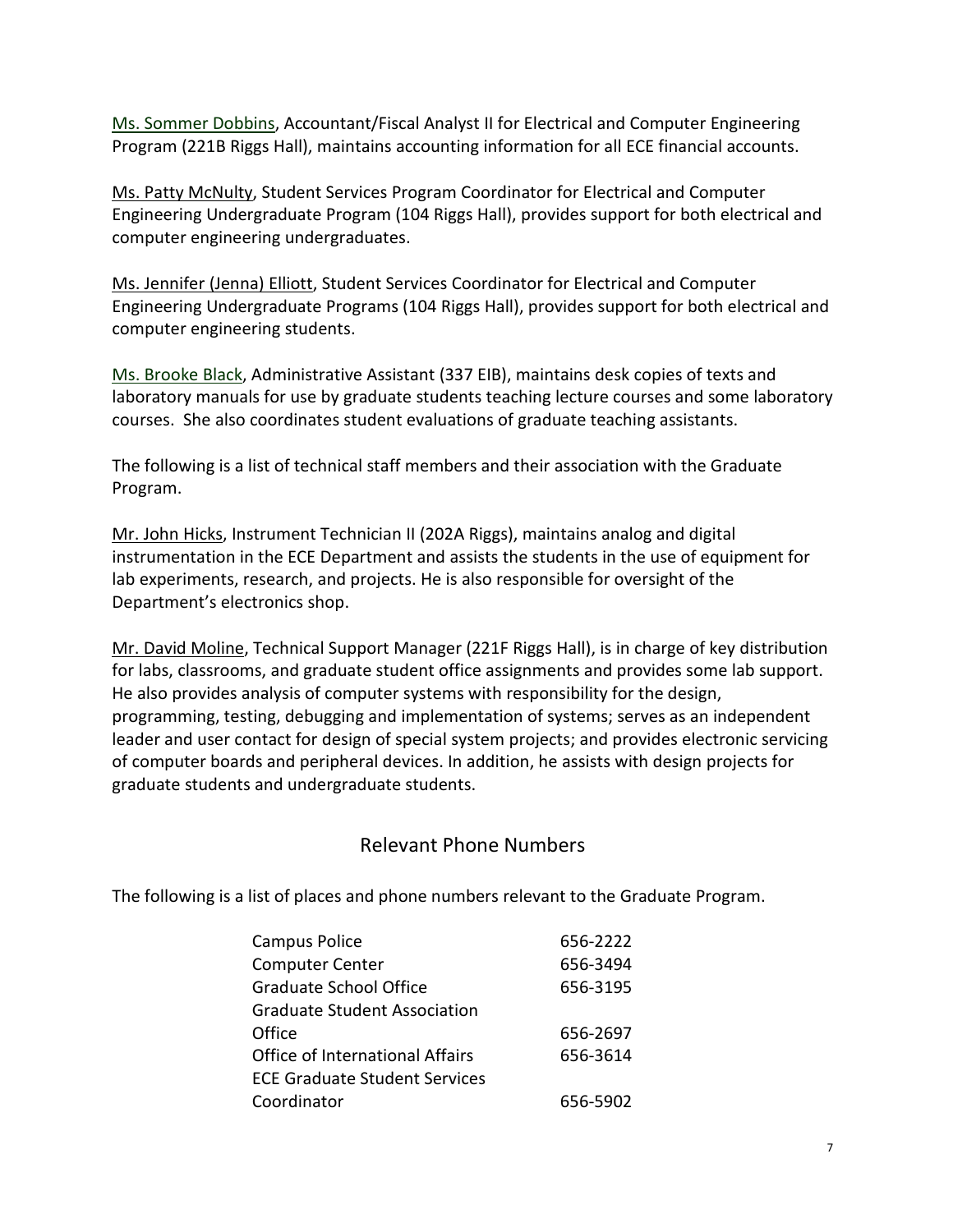Ms. Sommer Dobbins, Accountant/Fiscal Analyst II for Electrical and Computer Engineering Program (221B Riggs Hall), maintains accounting information for all ECE financial accounts.

Ms. Patty McNulty, Student Services Program Coordinator for Electrical and Computer Engineering Undergraduate Program (104 Riggs Hall), provides support for both electrical and computer engineering undergraduates.

Ms. Jennifer (Jenna) Elliott, Student Services Coordinator for Electrical and Computer Engineering Undergraduate Programs (104 Riggs Hall), provides support for both electrical and computer engineering students.

Ms. Brooke Black, Administrative Assistant (337 EIB), maintains desk copies of texts and laboratory manuals for use by graduate students teaching lecture courses and some laboratory courses. She also coordinates student evaluations of graduate teaching assistants.

The following is a list of technical staff members and their association with the Graduate Program.

Mr. John Hicks, Instrument Technician II (202A Riggs), maintains analog and digital instrumentation in the ECE Department and assists the students in the use of equipment for lab experiments, research, and projects. He is also responsible for oversight of the Department's electronics shop.

Mr. David Moline, Technical Support Manager (221F Riggs Hall), is in charge of key distribution for labs, classrooms, and graduate student office assignments and provides some lab support. He also provides analysis of computer systems with responsibility for the design, programming, testing, debugging and implementation of systems; serves as an independent leader and user contact for design of special system projects; and provides electronic servicing of computer boards and peripheral devices. In addition, he assists with design projects for graduate students and undergraduate students.

## Relevant Phone Numbers

The following is a list of places and phone numbers relevant to the Graduate Program.

| | |
|---|---|
| Campus Police | 656-2222 |
| Computer Center | 656-3494 |
| Graduate School Office | 656-3195 |
| Graduate Student Association Office | 656-2697 |
| Office of International Affairs | 656-3614 |
| ECE Graduate Student Services Coordinator | 656-5902 |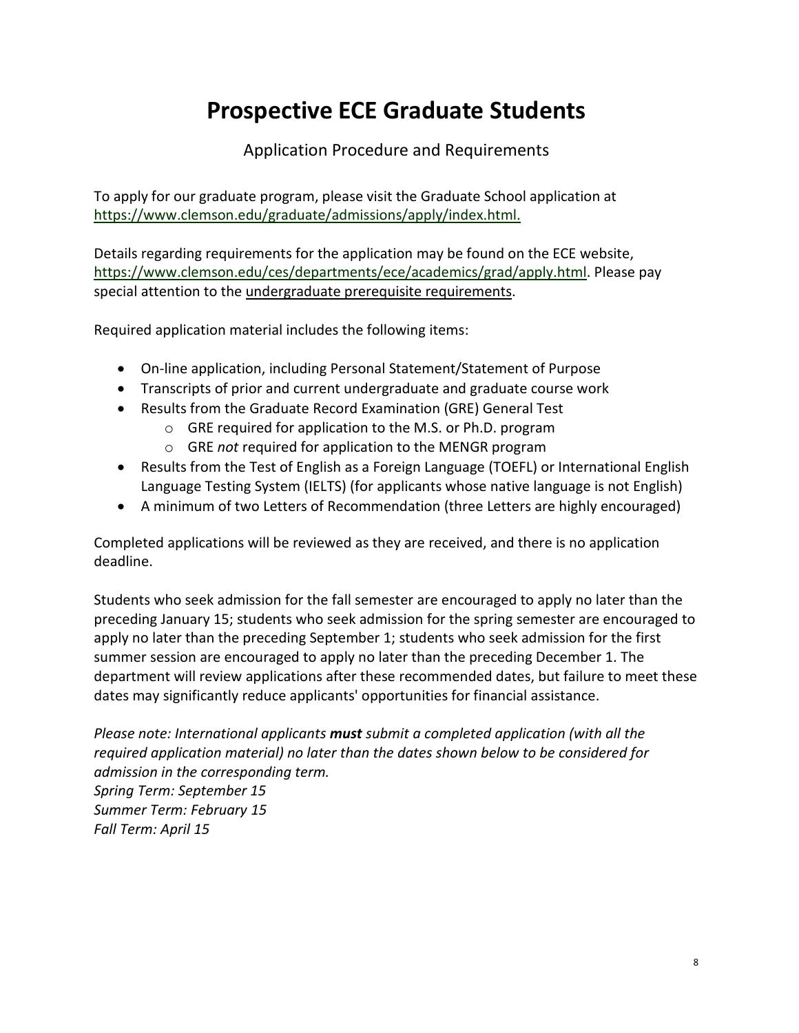# Prospective ECE Graduate Students

## Application Procedure and Requirements

To apply for our graduate program, please visit the Graduate School application at https://www.clemson.edu/graduate/admissions/apply/index.html.

Details regarding requirements for the application may be found on the ECE website, https://www.clemson.edu/ces/departments/ece/academics/grad/apply.html. Please pay special attention to the undergraduate prerequisite requirements.

Required application material includes the following items:

- On-line application, including Personal Statement/Statement of Purpose
- Transcripts of prior and current undergraduate and graduate course work
- Results from the Graduate Record Examination (GRE) General Test
    - GRE required for application to the M.S. or Ph.D. program
    - GRE *not* required for application to the MENGR program
- Results from the Test of English as a Foreign Language (TOEFL) or International English Language Testing System (IELTS) (for applicants whose native language is not English)
- A minimum of two Letters of Recommendation (three Letters are highly encouraged)

Completed applications will be reviewed as they are received, and there is no application deadline.

Students who seek admission for the fall semester are encouraged to apply no later than the preceding January 15; students who seek admission for the spring semester are encouraged to apply no later than the preceding September 1; students who seek admission for the first summer session are encouraged to apply no later than the preceding December 1. The department will review applications after these recommended dates, but failure to meet these dates may significantly reduce applicants' opportunities for financial assistance.

*Please note: International applicants* ***must*** *submit a completed application (with all the required application material) no later than the dates shown below to be considered for admission in the corresponding term.*
*Spring Term: September 15*
*Summer Term: February 15*
*Fall Term: April 15*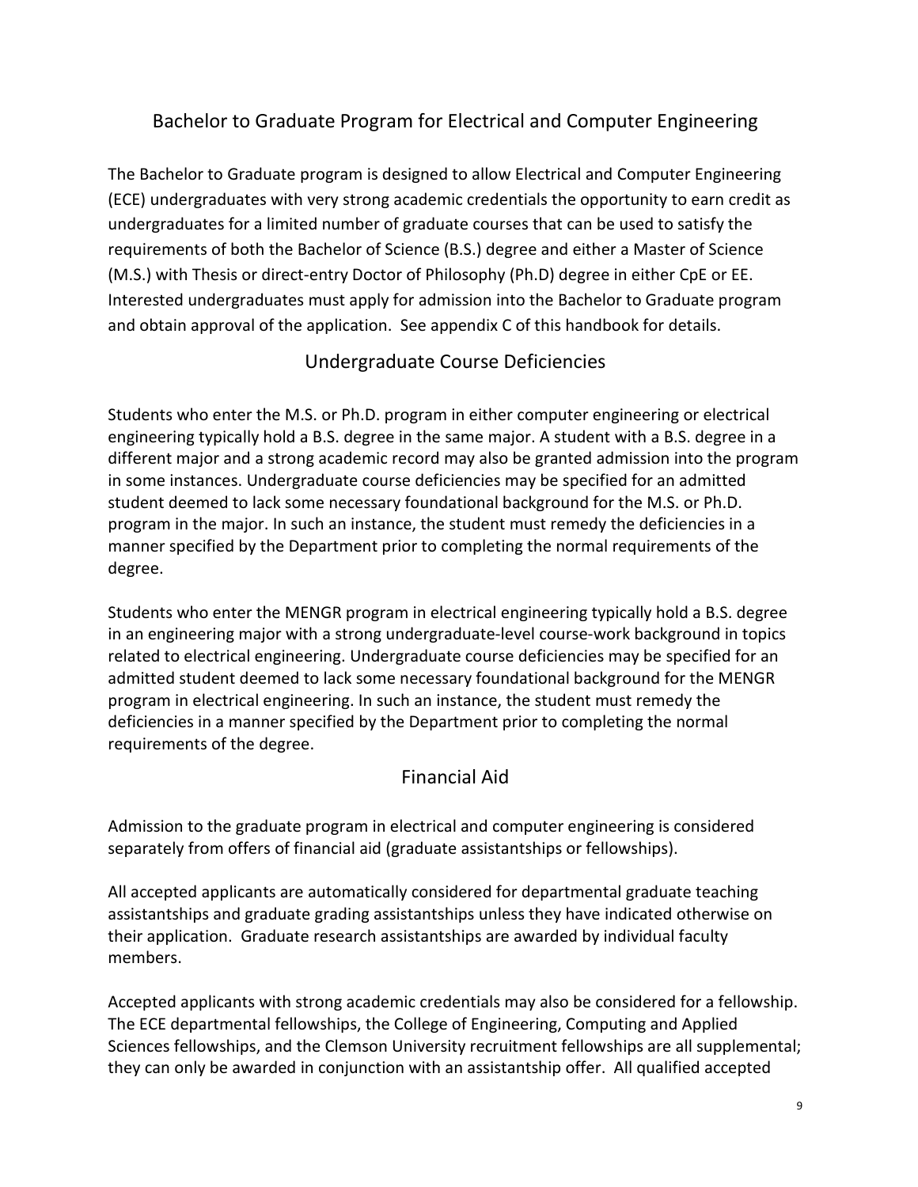## Bachelor to Graduate Program for Electrical and Computer Engineering

The Bachelor to Graduate program is designed to allow Electrical and Computer Engineering (ECE) undergraduates with very strong academic credentials the opportunity to earn credit as undergraduates for a limited number of graduate courses that can be used to satisfy the requirements of both the Bachelor of Science (B.S.) degree and either a Master of Science (M.S.) with Thesis or direct-entry Doctor of Philosophy (Ph.D) degree in either CpE or EE. Interested undergraduates must apply for admission into the Bachelor to Graduate program and obtain approval of the application. See appendix C of this handbook for details.

## Undergraduate Course Deficiencies

Students who enter the M.S. or Ph.D. program in either computer engineering or electrical engineering typically hold a B.S. degree in the same major. A student with a B.S. degree in a different major and a strong academic record may also be granted admission into the program in some instances. Undergraduate course deficiencies may be specified for an admitted student deemed to lack some necessary foundational background for the M.S. or Ph.D. program in the major. In such an instance, the student must remedy the deficiencies in a manner specified by the Department prior to completing the normal requirements of the degree.

Students who enter the MENGR program in electrical engineering typically hold a B.S. degree in an engineering major with a strong undergraduate-level course-work background in topics related to electrical engineering. Undergraduate course deficiencies may be specified for an admitted student deemed to lack some necessary foundational background for the MENGR program in electrical engineering. In such an instance, the student must remedy the deficiencies in a manner specified by the Department prior to completing the normal requirements of the degree.

## Financial Aid

Admission to the graduate program in electrical and computer engineering is considered separately from offers of financial aid (graduate assistantships or fellowships).

All accepted applicants are automatically considered for departmental graduate teaching assistantships and graduate grading assistantships unless they have indicated otherwise on their application. Graduate research assistantships are awarded by individual faculty members.

Accepted applicants with strong academic credentials may also be considered for a fellowship. The ECE departmental fellowships, the College of Engineering, Computing and Applied Sciences fellowships, and the Clemson University recruitment fellowships are all supplemental; they can only be awarded in conjunction with an assistantship offer. All qualified accepted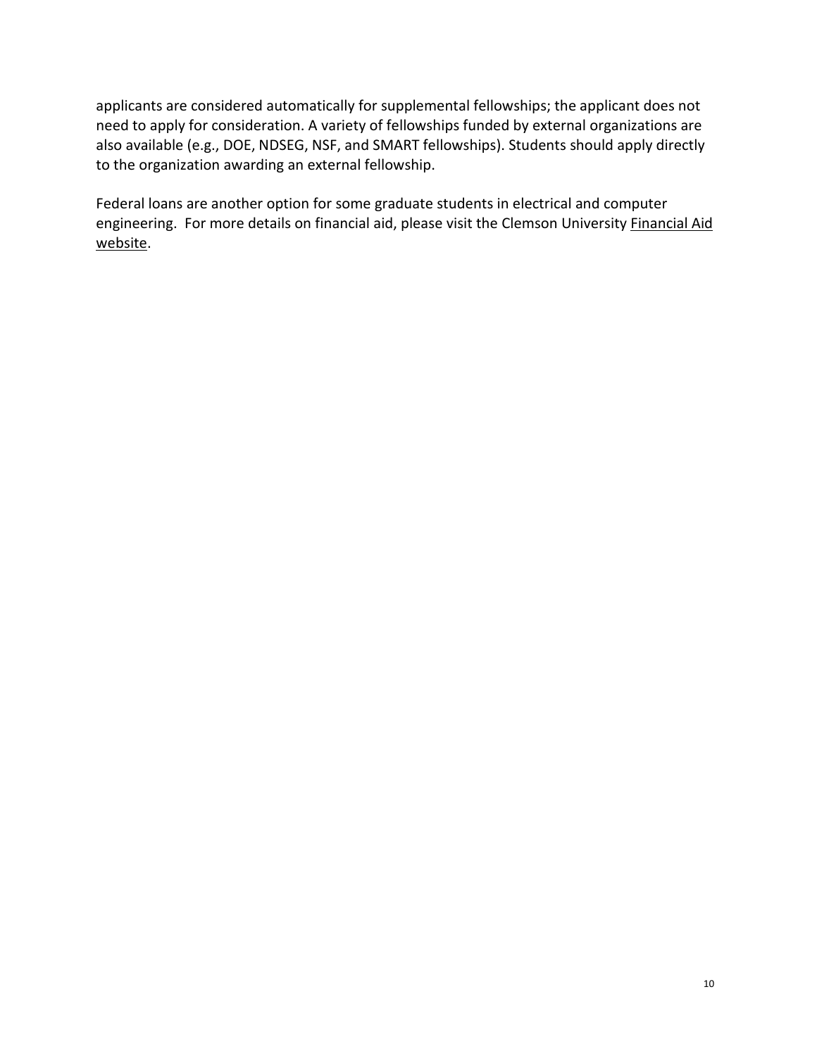applicants are considered automatically for supplemental fellowships; the applicant does not need to apply for consideration. A variety of fellowships funded by external organizations are also available (e.g., DOE, NDSEG, NSF, and SMART fellowships). Students should apply directly to the organization awarding an external fellowship.

Federal loans are another option for some graduate students in electrical and computer engineering. For more details on financial aid, please visit the Clemson University Financial Aid website.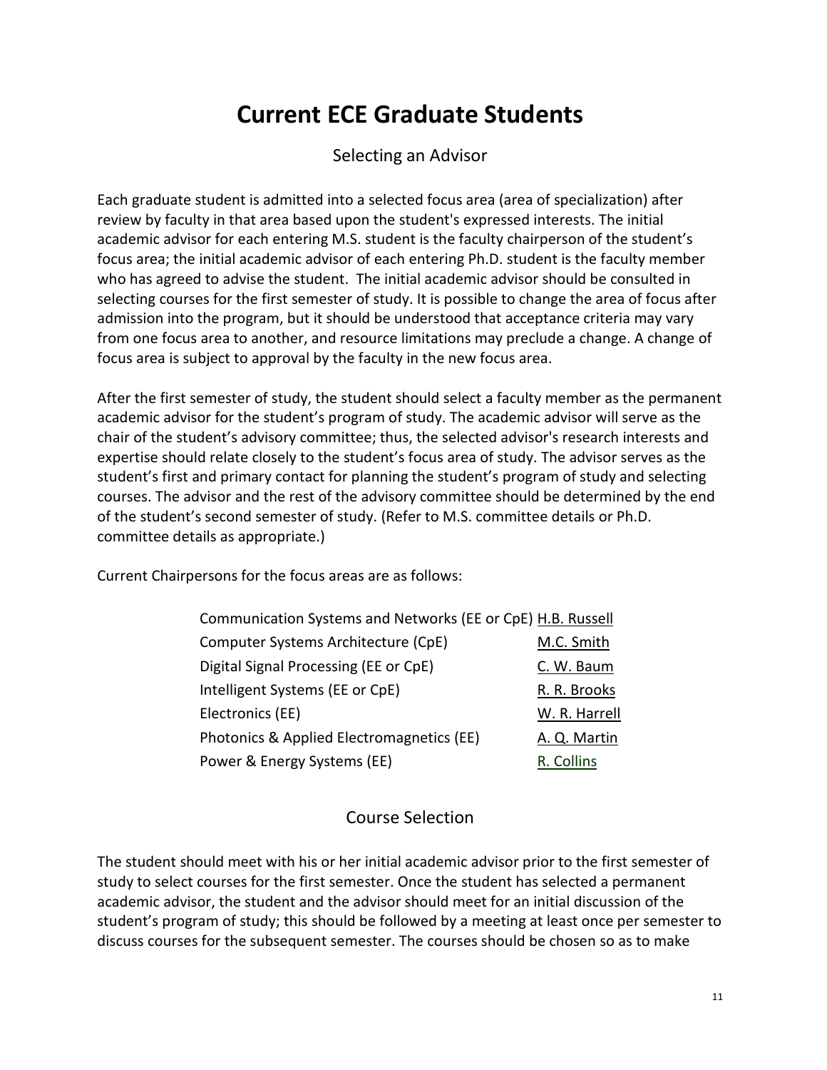# Current ECE Graduate Students

## Selecting an Advisor

Each graduate student is admitted into a selected focus area (area of specialization) after review by faculty in that area based upon the student's expressed interests. The initial academic advisor for each entering M.S. student is the faculty chairperson of the student's focus area; the initial academic advisor of each entering Ph.D. student is the faculty member who has agreed to advise the student. The initial academic advisor should be consulted in selecting courses for the first semester of study. It is possible to change the area of focus after admission into the program, but it should be understood that acceptance criteria may vary from one focus area to another, and resource limitations may preclude a change. A change of focus area is subject to approval by the faculty in the new focus area.

After the first semester of study, the student should select a faculty member as the permanent academic advisor for the student's program of study. The academic advisor will serve as the chair of the student's advisory committee; thus, the selected advisor's research interests and expertise should relate closely to the student's focus area of study. The advisor serves as the student's first and primary contact for planning the student's program of study and selecting courses. The advisor and the rest of the advisory committee should be determined by the end of the student's second semester of study. (Refer to M.S. committee details or Ph.D. committee details as appropriate.)

Current Chairpersons for the focus areas are as follows:

| Focus Area | Chairperson |
|---|---|
| Communication Systems and Networks (EE or CpE) | H.B. Russell |
| Computer Systems Architecture (CpE) | M.C. Smith |
| Digital Signal Processing (EE or CpE) | C. W. Baum |
| Intelligent Systems (EE or CpE) | R. R. Brooks |
| Electronics (EE) | W. R. Harrell |
| Photonics & Applied Electromagnetics (EE) | A. Q. Martin |
| Power & Energy Systems (EE) | R. Collins |

## Course Selection

The student should meet with his or her initial academic advisor prior to the first semester of study to select courses for the first semester. Once the student has selected a permanent academic advisor, the student and the advisor should meet for an initial discussion of the student's program of study; this should be followed by a meeting at least once per semester to discuss courses for the subsequent semester. The courses should be chosen so as to make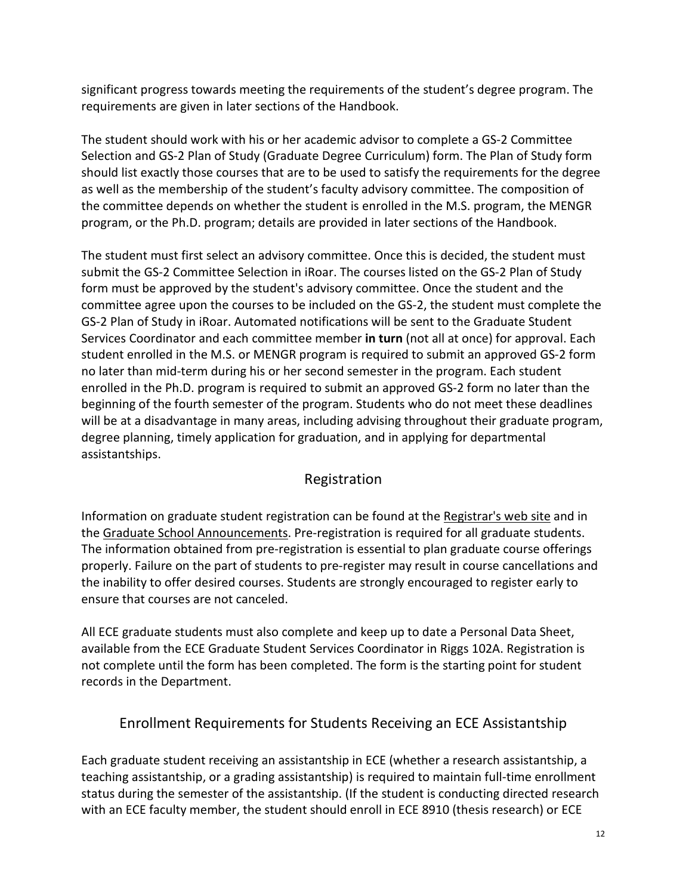significant progress towards meeting the requirements of the student's degree program. The requirements are given in later sections of the Handbook.

The student should work with his or her academic advisor to complete a GS-2 Committee Selection and GS-2 Plan of Study (Graduate Degree Curriculum) form. The Plan of Study form should list exactly those courses that are to be used to satisfy the requirements for the degree as well as the membership of the student's faculty advisory committee. The composition of the committee depends on whether the student is enrolled in the M.S. program, the MENGR program, or the Ph.D. program; details are provided in later sections of the Handbook.

The student must first select an advisory committee. Once this is decided, the student must submit the GS-2 Committee Selection in iRoar. The courses listed on the GS-2 Plan of Study form must be approved by the student's advisory committee. Once the student and the committee agree upon the courses to be included on the GS-2, the student must complete the GS-2 Plan of Study in iRoar. Automated notifications will be sent to the Graduate Student Services Coordinator and each committee member **in turn** (not all at once) for approval. Each student enrolled in the M.S. or MENGR program is required to submit an approved GS-2 form no later than mid-term during his or her second semester in the program. Each student enrolled in the Ph.D. program is required to submit an approved GS-2 form no later than the beginning of the fourth semester of the program. Students who do not meet these deadlines will be at a disadvantage in many areas, including advising throughout their graduate program, degree planning, timely application for graduation, and in applying for departmental assistantships.

## Registration

Information on graduate student registration can be found at the Registrar's web site and in the Graduate School Announcements. Pre-registration is required for all graduate students. The information obtained from pre-registration is essential to plan graduate course offerings properly. Failure on the part of students to pre-register may result in course cancellations and the inability to offer desired courses. Students are strongly encouraged to register early to ensure that courses are not canceled.

All ECE graduate students must also complete and keep up to date a Personal Data Sheet, available from the ECE Graduate Student Services Coordinator in Riggs 102A. Registration is not complete until the form has been completed. The form is the starting point for student records in the Department.

## Enrollment Requirements for Students Receiving an ECE Assistantship

Each graduate student receiving an assistantship in ECE (whether a research assistantship, a teaching assistantship, or a grading assistantship) is required to maintain full-time enrollment status during the semester of the assistantship. (If the student is conducting directed research with an ECE faculty member, the student should enroll in ECE 8910 (thesis research) or ECE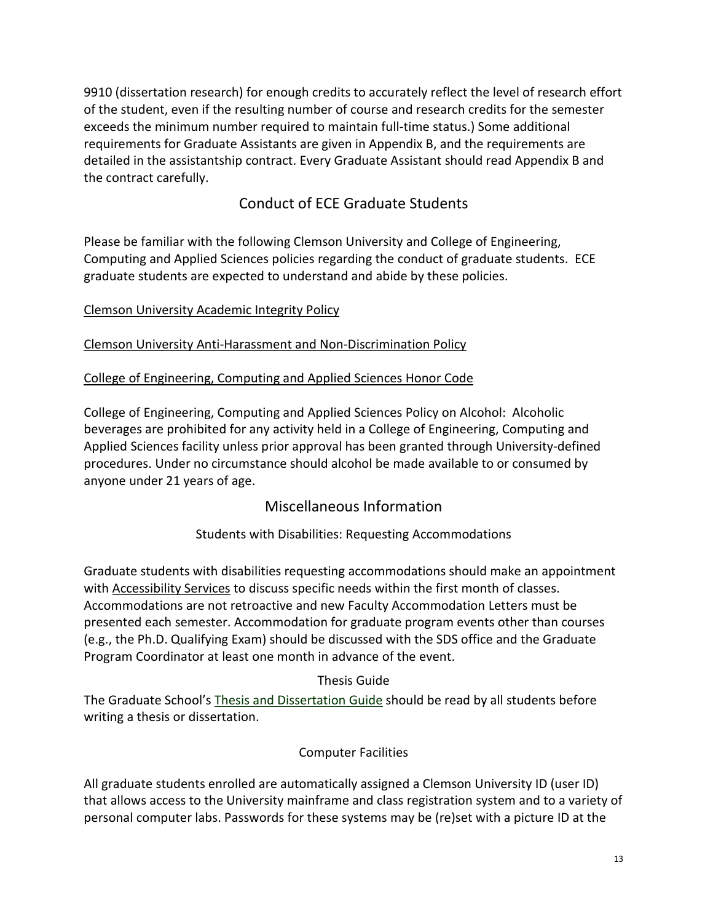9910 (dissertation research) for enough credits to accurately reflect the level of research effort of the student, even if the resulting number of course and research credits for the semester exceeds the minimum number required to maintain full-time status.) Some additional requirements for Graduate Assistants are given in Appendix B, and the requirements are detailed in the assistantship contract. Every Graduate Assistant should read Appendix B and the contract carefully.

## Conduct of ECE Graduate Students

Please be familiar with the following Clemson University and College of Engineering, Computing and Applied Sciences policies regarding the conduct of graduate students. ECE graduate students are expected to understand and abide by these policies.

Clemson University Academic Integrity Policy

Clemson University Anti-Harassment and Non-Discrimination Policy

College of Engineering, Computing and Applied Sciences Honor Code

College of Engineering, Computing and Applied Sciences Policy on Alcohol: Alcoholic beverages are prohibited for any activity held in a College of Engineering, Computing and Applied Sciences facility unless prior approval has been granted through University-defined procedures. Under no circumstance should alcohol be made available to or consumed by anyone under 21 years of age.

## Miscellaneous Information

### Students with Disabilities: Requesting Accommodations

Graduate students with disabilities requesting accommodations should make an appointment with Accessibility Services to discuss specific needs within the first month of classes. Accommodations are not retroactive and new Faculty Accommodation Letters must be presented each semester. Accommodation for graduate program events other than courses (e.g., the Ph.D. Qualifying Exam) should be discussed with the SDS office and the Graduate Program Coordinator at least one month in advance of the event.

### Thesis Guide

The Graduate School's Thesis and Dissertation Guide should be read by all students before writing a thesis or dissertation.

### Computer Facilities

All graduate students enrolled are automatically assigned a Clemson University ID (user ID) that allows access to the University mainframe and class registration system and to a variety of personal computer labs. Passwords for these systems may be (re)set with a picture ID at the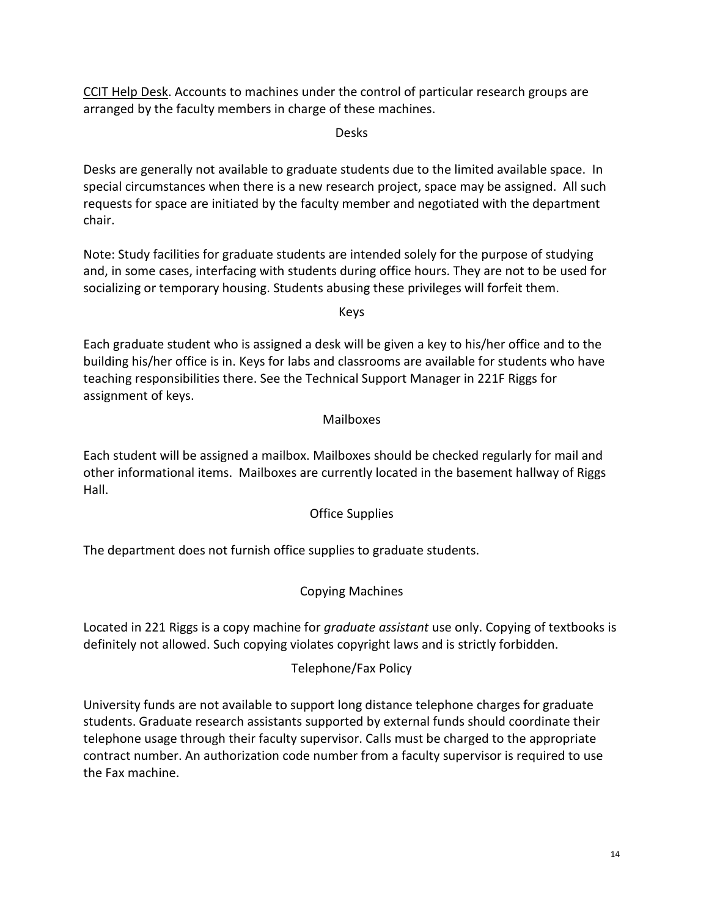CCIT Help Desk. Accounts to machines under the control of particular research groups are arranged by the faculty members in charge of these machines.

### Desks

Desks are generally not available to graduate students due to the limited available space. In special circumstances when there is a new research project, space may be assigned. All such requests for space are initiated by the faculty member and negotiated with the department chair.

Note: Study facilities for graduate students are intended solely for the purpose of studying and, in some cases, interfacing with students during office hours. They are not to be used for socializing or temporary housing. Students abusing these privileges will forfeit them.

### Keys

Each graduate student who is assigned a desk will be given a key to his/her office and to the building his/her office is in. Keys for labs and classrooms are available for students who have teaching responsibilities there. See the Technical Support Manager in 221F Riggs for assignment of keys.

### Mailboxes

Each student will be assigned a mailbox. Mailboxes should be checked regularly for mail and other informational items. Mailboxes are currently located in the basement hallway of Riggs Hall.

### Office Supplies

The department does not furnish office supplies to graduate students.

### Copying Machines

Located in 221 Riggs is a copy machine for *graduate assistant* use only. Copying of textbooks is definitely not allowed. Such copying violates copyright laws and is strictly forbidden.

### Telephone/Fax Policy

University funds are not available to support long distance telephone charges for graduate students. Graduate research assistants supported by external funds should coordinate their telephone usage through their faculty supervisor. Calls must be charged to the appropriate contract number. An authorization code number from a faculty supervisor is required to use the Fax machine.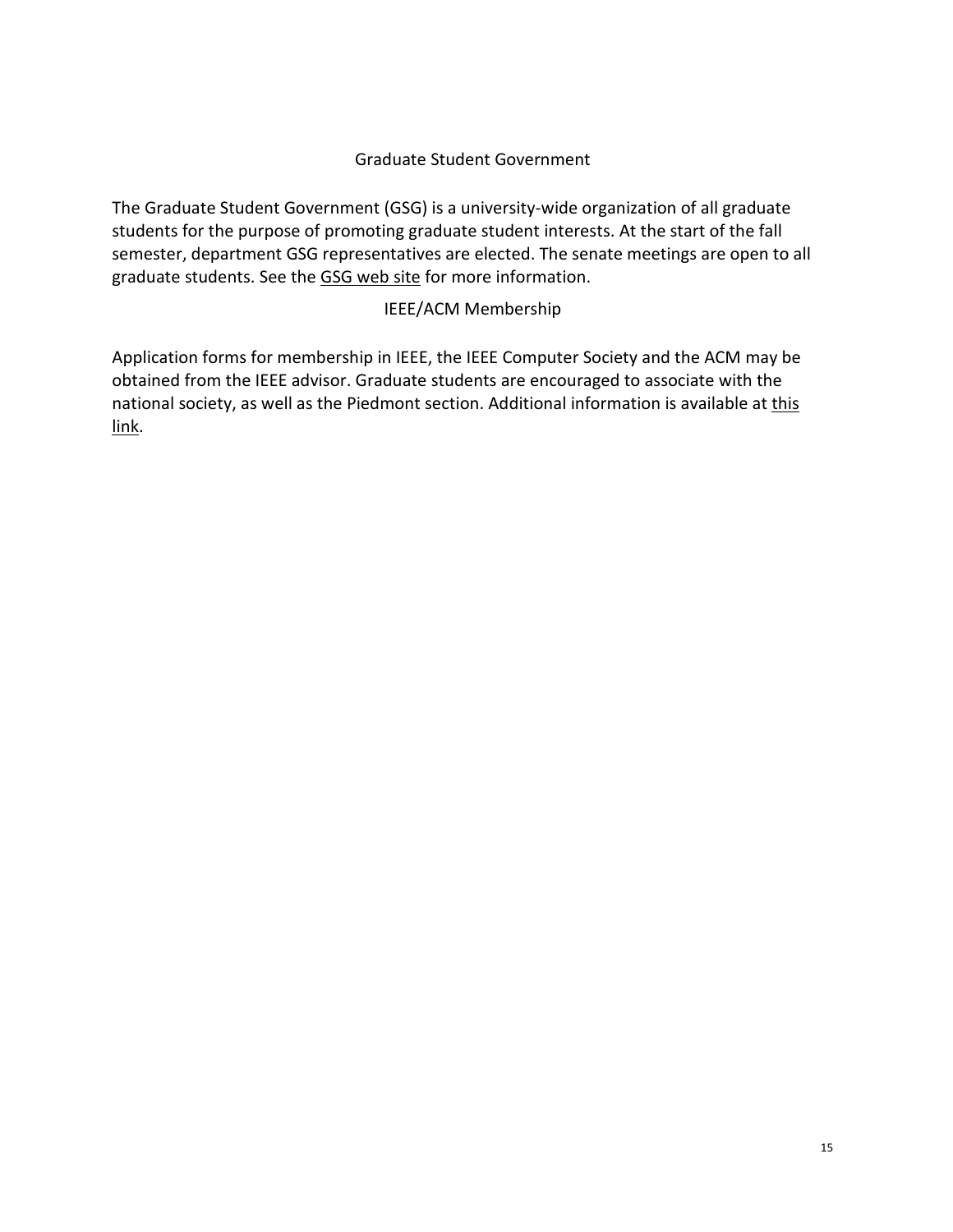## Graduate Student Government

The Graduate Student Government (GSG) is a university-wide organization of all graduate students for the purpose of promoting graduate student interests. At the start of the fall semester, department GSG representatives are elected. The senate meetings are open to all graduate students. See the GSG web site for more information.

## IEEE/ACM Membership

Application forms for membership in IEEE, the IEEE Computer Society and the ACM may be obtained from the IEEE advisor. Graduate students are encouraged to associate with the national society, as well as the Piedmont section. Additional information is available at this link.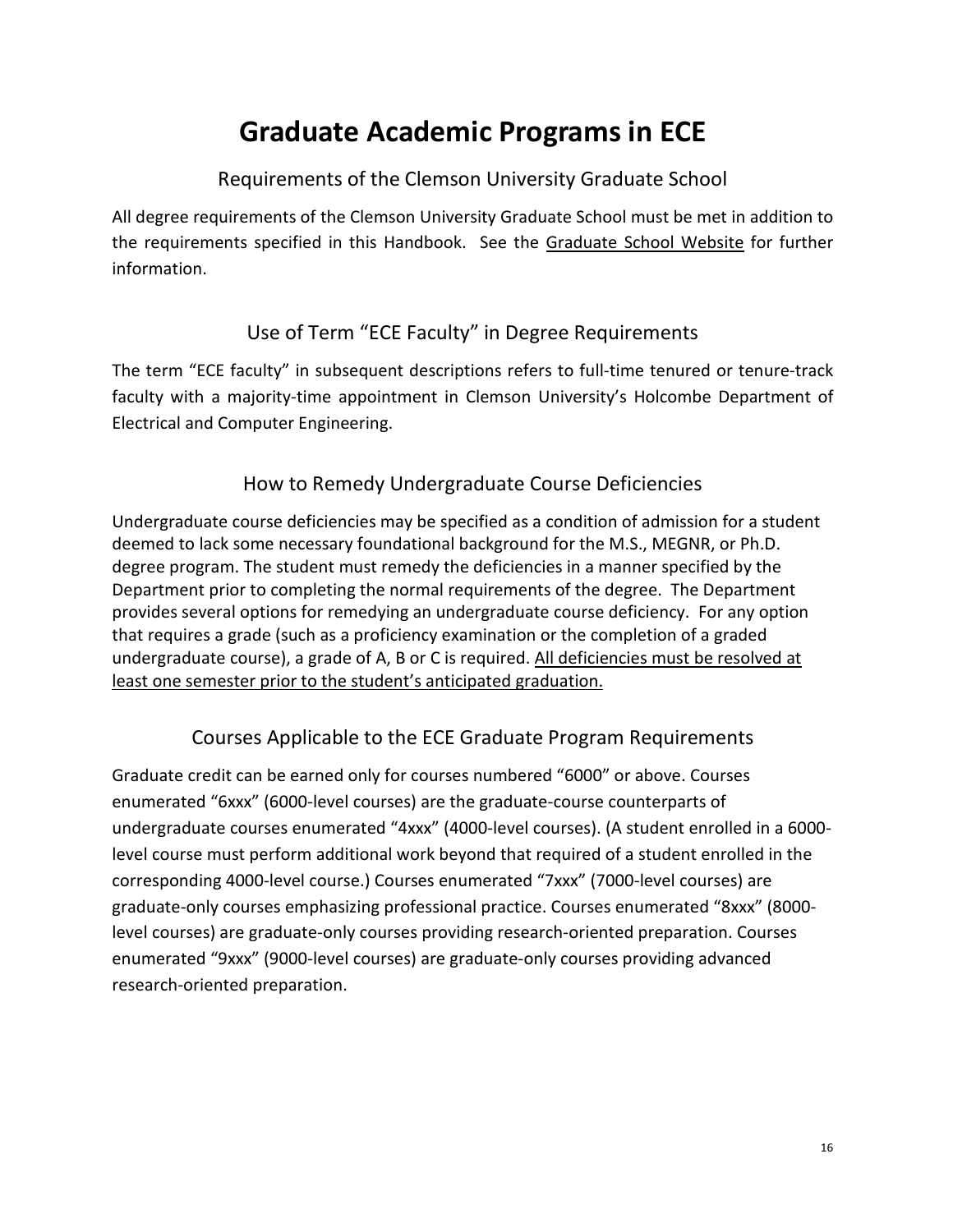# Graduate Academic Programs in ECE

## Requirements of the Clemson University Graduate School

All degree requirements of the Clemson University Graduate School must be met in addition to the requirements specified in this Handbook. See the Graduate School Website for further information.

## Use of Term "ECE Faculty" in Degree Requirements

The term "ECE faculty" in subsequent descriptions refers to full-time tenured or tenure-track faculty with a majority-time appointment in Clemson University's Holcombe Department of Electrical and Computer Engineering.

## How to Remedy Undergraduate Course Deficiencies

Undergraduate course deficiencies may be specified as a condition of admission for a student deemed to lack some necessary foundational background for the M.S., MEGNR, or Ph.D. degree program. The student must remedy the deficiencies in a manner specified by the Department prior to completing the normal requirements of the degree. The Department provides several options for remedying an undergraduate course deficiency. For any option that requires a grade (such as a proficiency examination or the completion of a graded undergraduate course), a grade of A, B or C is required. <u>All deficiencies must be resolved at least one semester prior to the student's anticipated graduation.</u>

## Courses Applicable to the ECE Graduate Program Requirements

Graduate credit can be earned only for courses numbered "6000" or above. Courses enumerated "6xxx" (6000-level courses) are the graduate-course counterparts of undergraduate courses enumerated "4xxx" (4000-level courses). (A student enrolled in a 6000-level course must perform additional work beyond that required of a student enrolled in the corresponding 4000-level course.) Courses enumerated "7xxx" (7000-level courses) are graduate-only courses emphasizing professional practice. Courses enumerated "8xxx" (8000-level courses) are graduate-only courses providing research-oriented preparation. Courses enumerated "9xxx" (9000-level courses) are graduate-only courses providing advanced research-oriented preparation.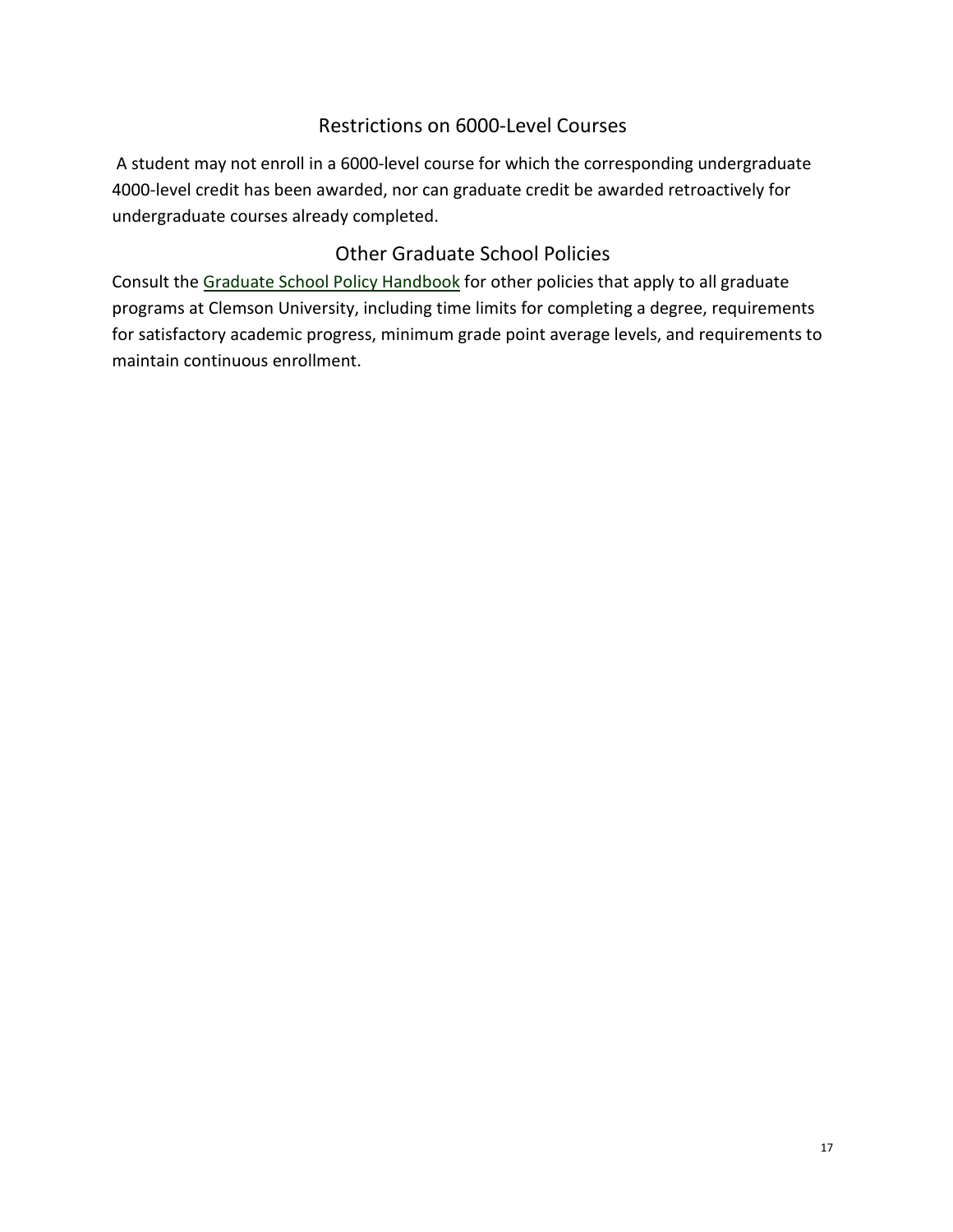## Restrictions on 6000-Level Courses

A student may not enroll in a 6000-level course for which the corresponding undergraduate 4000-level credit has been awarded, nor can graduate credit be awarded retroactively for undergraduate courses already completed.

## Other Graduate School Policies

Consult the Graduate School Policy Handbook for other policies that apply to all graduate programs at Clemson University, including time limits for completing a degree, requirements for satisfactory academic progress, minimum grade point average levels, and requirements to maintain continuous enrollment.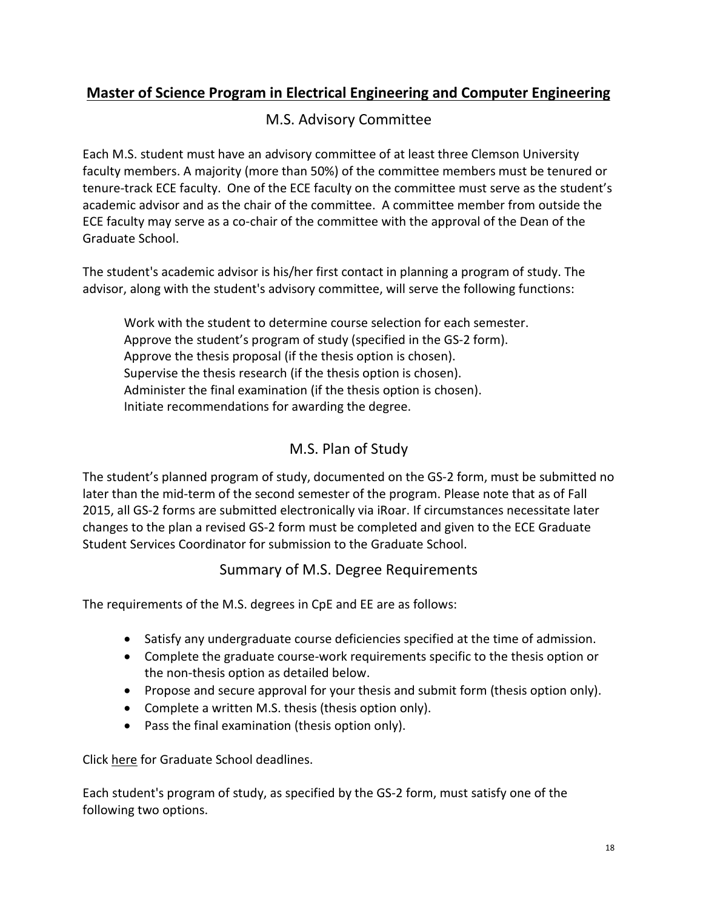## Master of Science Program in Electrical Engineering and Computer Engineering

### M.S. Advisory Committee

Each M.S. student must have an advisory committee of at least three Clemson University faculty members. A majority (more than 50%) of the committee members must be tenured or tenure-track ECE faculty. One of the ECE faculty on the committee must serve as the student's academic advisor and as the chair of the committee. A committee member from outside the ECE faculty may serve as a co-chair of the committee with the approval of the Dean of the Graduate School.

The student's academic advisor is his/her first contact in planning a program of study. The advisor, along with the student's advisory committee, will serve the following functions:

Work with the student to determine course selection for each semester.
Approve the student's program of study (specified in the GS-2 form).
Approve the thesis proposal (if the thesis option is chosen).
Supervise the thesis research (if the thesis option is chosen).
Administer the final examination (if the thesis option is chosen).
Initiate recommendations for awarding the degree.

### M.S. Plan of Study

The student's planned program of study, documented on the GS-2 form, must be submitted no later than the mid-term of the second semester of the program. Please note that as of Fall 2015, all GS-2 forms are submitted electronically via iRoar. If circumstances necessitate later changes to the plan a revised GS-2 form must be completed and given to the ECE Graduate Student Services Coordinator for submission to the Graduate School.

### Summary of M.S. Degree Requirements

The requirements of the M.S. degrees in CpE and EE are as follows:

- Satisfy any undergraduate course deficiencies specified at the time of admission.
- Complete the graduate course-work requirements specific to the thesis option or the non-thesis option as detailed below.
- Propose and secure approval for your thesis and submit form (thesis option only).
- Complete a written M.S. thesis (thesis option only).
- Pass the final examination (thesis option only).

Click here for Graduate School deadlines.

Each student's program of study, as specified by the GS-2 form, must satisfy one of the following two options.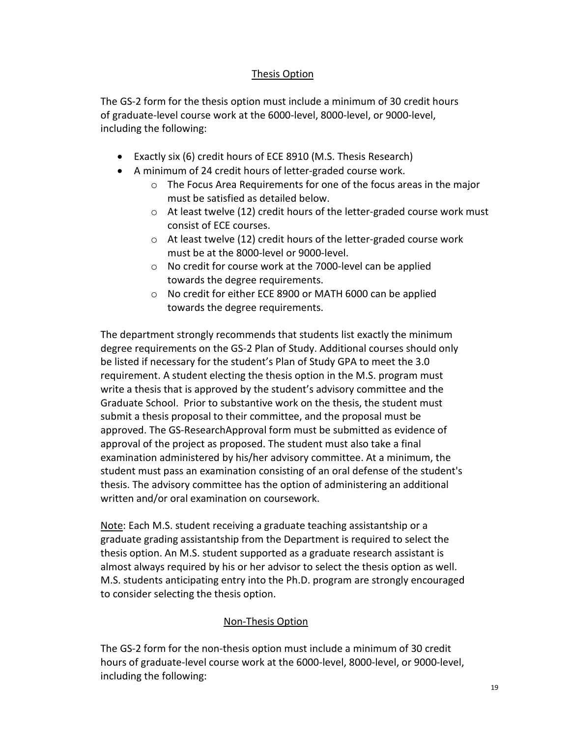### Thesis Option

The GS-2 form for the thesis option must include a minimum of 30 credit hours of graduate-level course work at the 6000-level, 8000-level, or 9000-level, including the following:

- Exactly six (6) credit hours of ECE 8910 (M.S. Thesis Research)
- A minimum of 24 credit hours of letter-graded course work.
    - The Focus Area Requirements for one of the focus areas in the major must be satisfied as detailed below.
    - At least twelve (12) credit hours of the letter-graded course work must consist of ECE courses.
    - At least twelve (12) credit hours of the letter-graded course work must be at the 8000-level or 9000-level.
    - No credit for course work at the 7000-level can be applied towards the degree requirements.
    - No credit for either ECE 8900 or MATH 6000 can be applied towards the degree requirements.

The department strongly recommends that students list exactly the minimum degree requirements on the GS-2 Plan of Study. Additional courses should only be listed if necessary for the student's Plan of Study GPA to meet the 3.0 requirement. A student electing the thesis option in the M.S. program must write a thesis that is approved by the student's advisory committee and the Graduate School. Prior to substantive work on the thesis, the student must submit a thesis proposal to their committee, and the proposal must be approved. The GS-ResearchApproval form must be submitted as evidence of approval of the project as proposed. The student must also take a final examination administered by his/her advisory committee. At a minimum, the student must pass an examination consisting of an oral defense of the student's thesis. The advisory committee has the option of administering an additional written and/or oral examination on coursework.

Note: Each M.S. student receiving a graduate teaching assistantship or a graduate grading assistantship from the Department is required to select the thesis option. An M.S. student supported as a graduate research assistant is almost always required by his or her advisor to select the thesis option as well. M.S. students anticipating entry into the Ph.D. program are strongly encouraged to consider selecting the thesis option.

### Non-Thesis Option

The GS-2 form for the non-thesis option must include a minimum of 30 credit hours of graduate-level course work at the 6000-level, 8000-level, or 9000-level, including the following: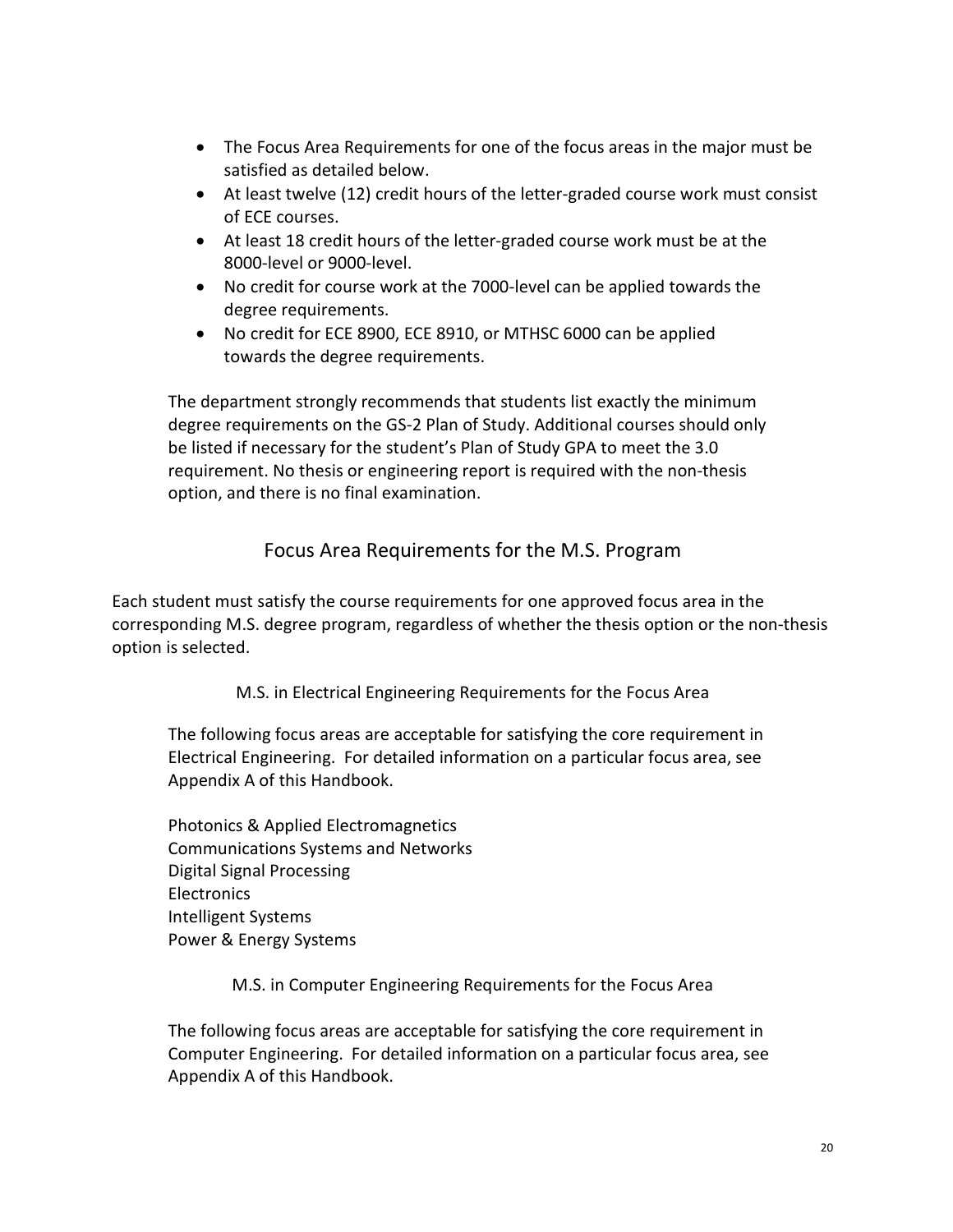- The Focus Area Requirements for one of the focus areas in the major must be satisfied as detailed below.
- At least twelve (12) credit hours of the letter-graded course work must consist of ECE courses.
- At least 18 credit hours of the letter-graded course work must be at the 8000-level or 9000-level.
- No credit for course work at the 7000-level can be applied towards the degree requirements.
- No credit for ECE 8900, ECE 8910, or MTHSC 6000 can be applied towards the degree requirements.

The department strongly recommends that students list exactly the minimum degree requirements on the GS-2 Plan of Study. Additional courses should only be listed if necessary for the student's Plan of Study GPA to meet the 3.0 requirement. No thesis or engineering report is required with the non-thesis option, and there is no final examination.

## Focus Area Requirements for the M.S. Program

Each student must satisfy the course requirements for one approved focus area in the corresponding M.S. degree program, regardless of whether the thesis option or the non-thesis option is selected.

### M.S. in Electrical Engineering Requirements for the Focus Area

The following focus areas are acceptable for satisfying the core requirement in Electrical Engineering. For detailed information on a particular focus area, see Appendix A of this Handbook.

Photonics & Applied Electromagnetics
Communications Systems and Networks
Digital Signal Processing
Electronics
Intelligent Systems
Power & Energy Systems

### M.S. in Computer Engineering Requirements for the Focus Area

The following focus areas are acceptable for satisfying the core requirement in Computer Engineering. For detailed information on a particular focus area, see Appendix A of this Handbook.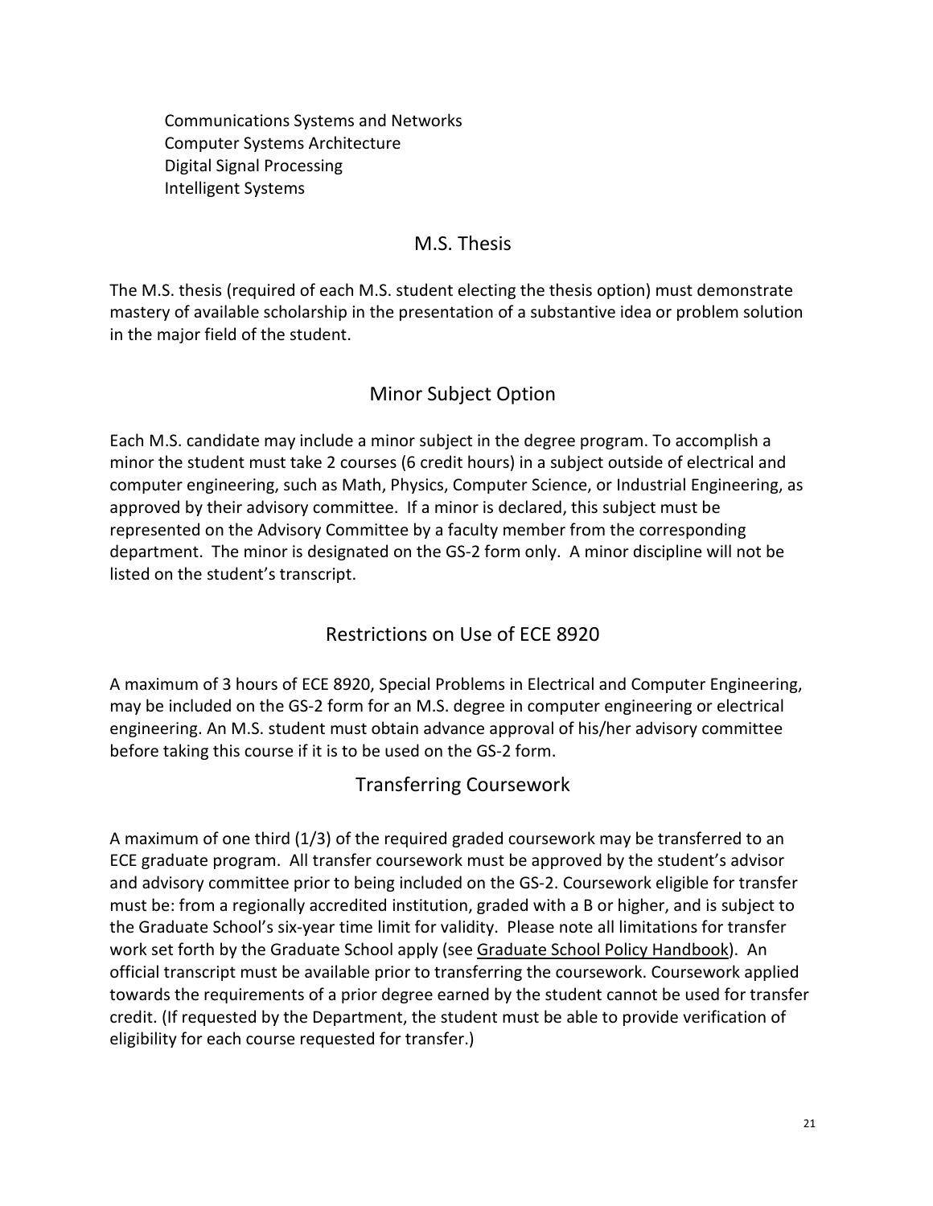Communications Systems and Networks
Computer Systems Architecture
Digital Signal Processing
Intelligent Systems

## M.S. Thesis

The M.S. thesis (required of each M.S. student electing the thesis option) must demonstrate mastery of available scholarship in the presentation of a substantive idea or problem solution in the major field of the student.

## Minor Subject Option

Each M.S. candidate may include a minor subject in the degree program. To accomplish a minor the student must take 2 courses (6 credit hours) in a subject outside of electrical and computer engineering, such as Math, Physics, Computer Science, or Industrial Engineering, as approved by their advisory committee. If a minor is declared, this subject must be represented on the Advisory Committee by a faculty member from the corresponding department. The minor is designated on the GS-2 form only. A minor discipline will not be listed on the student's transcript.

## Restrictions on Use of ECE 8920

A maximum of 3 hours of ECE 8920, Special Problems in Electrical and Computer Engineering, may be included on the GS-2 form for an M.S. degree in computer engineering or electrical engineering. An M.S. student must obtain advance approval of his/her advisory committee before taking this course if it is to be used on the GS-2 form.

## Transferring Coursework

A maximum of one third (1/3) of the required graded coursework may be transferred to an ECE graduate program. All transfer coursework must be approved by the student's advisor and advisory committee prior to being included on the GS-2. Coursework eligible for transfer must be: from a regionally accredited institution, graded with a B or higher, and is subject to the Graduate School's six-year time limit for validity. Please note all limitations for transfer work set forth by the Graduate School apply (see Graduate School Policy Handbook). An official transcript must be available prior to transferring the coursework. Coursework applied towards the requirements of a prior degree earned by the student cannot be used for transfer credit. (If requested by the Department, the student must be able to provide verification of eligibility for each course requested for transfer.)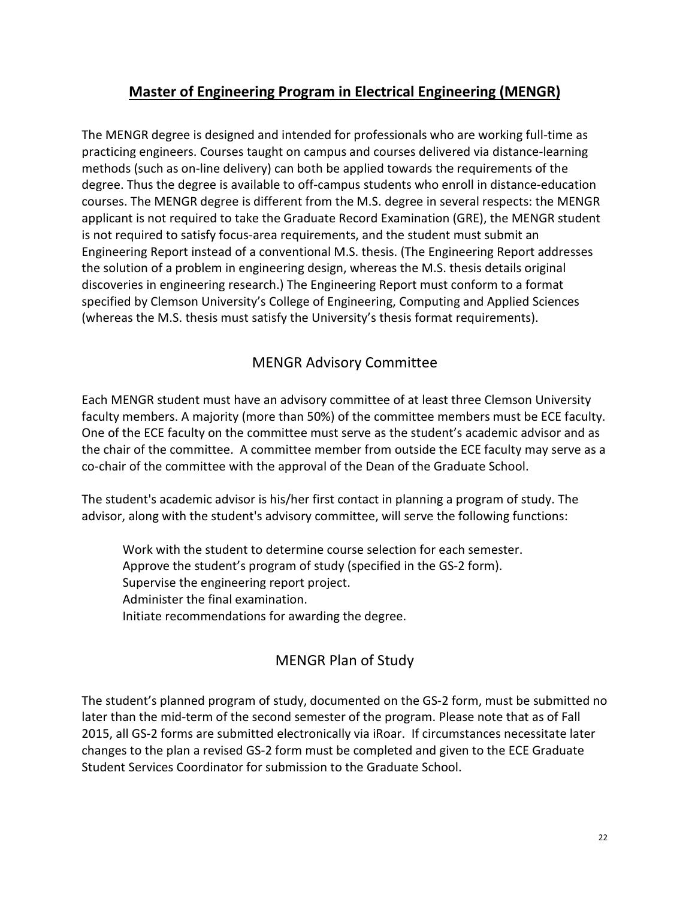# **Master of Engineering Program in Electrical Engineering (MENGR)**

The MENGR degree is designed and intended for professionals who are working full-time as practicing engineers. Courses taught on campus and courses delivered via distance-learning methods (such as on-line delivery) can both be applied towards the requirements of the degree. Thus the degree is available to off-campus students who enroll in distance-education courses. The MENGR degree is different from the M.S. degree in several respects: the MENGR applicant is not required to take the Graduate Record Examination (GRE), the MENGR student is not required to satisfy focus-area requirements, and the student must submit an Engineering Report instead of a conventional M.S. thesis. (The Engineering Report addresses the solution of a problem in engineering design, whereas the M.S. thesis details original discoveries in engineering research.) The Engineering Report must conform to a format specified by Clemson University's College of Engineering, Computing and Applied Sciences (whereas the M.S. thesis must satisfy the University's thesis format requirements).

## MENGR Advisory Committee

Each MENGR student must have an advisory committee of at least three Clemson University faculty members. A majority (more than 50%) of the committee members must be ECE faculty. One of the ECE faculty on the committee must serve as the student's academic advisor and as the chair of the committee. A committee member from outside the ECE faculty may serve as a co-chair of the committee with the approval of the Dean of the Graduate School.

The student's academic advisor is his/her first contact in planning a program of study. The advisor, along with the student's advisory committee, will serve the following functions:

- Work with the student to determine course selection for each semester.
- Approve the student's program of study (specified in the GS-2 form).
- Supervise the engineering report project.
- Administer the final examination.
- Initiate recommendations for awarding the degree.

## MENGR Plan of Study

The student's planned program of study, documented on the GS-2 form, must be submitted no later than the mid-term of the second semester of the program. Please note that as of Fall 2015, all GS-2 forms are submitted electronically via iRoar. If circumstances necessitate later changes to the plan a revised GS-2 form must be completed and given to the ECE Graduate Student Services Coordinator for submission to the Graduate School.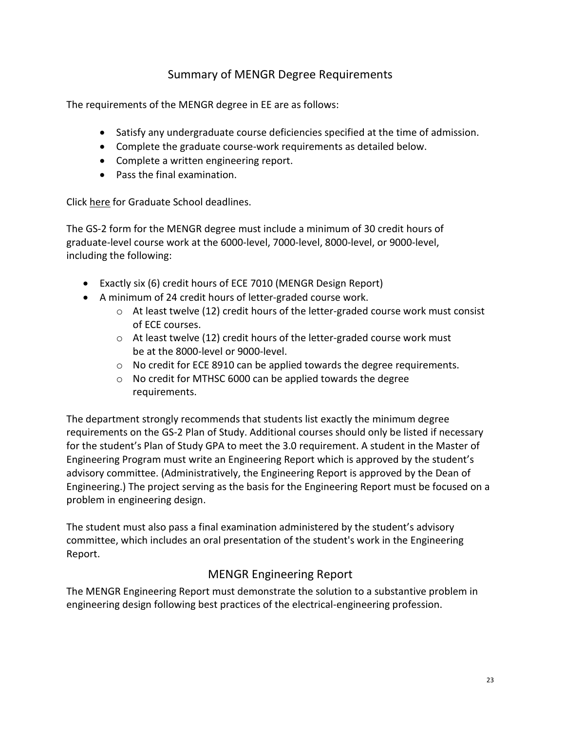## Summary of MENGR Degree Requirements

The requirements of the MENGR degree in EE are as follows:

- Satisfy any undergraduate course deficiencies specified at the time of admission.
- Complete the graduate course-work requirements as detailed below.
- Complete a written engineering report.
- Pass the final examination.

Click here for Graduate School deadlines.

The GS-2 form for the MENGR degree must include a minimum of 30 credit hours of graduate-level course work at the 6000-level, 7000-level, 8000-level, or 9000-level, including the following:

- Exactly six (6) credit hours of ECE 7010 (MENGR Design Report)
- A minimum of 24 credit hours of letter-graded course work.
    - At least twelve (12) credit hours of the letter-graded course work must consist of ECE courses.
    - At least twelve (12) credit hours of the letter-graded course work must be at the 8000-level or 9000-level.
    - No credit for ECE 8910 can be applied towards the degree requirements.
    - No credit for MTHSC 6000 can be applied towards the degree requirements.

The department strongly recommends that students list exactly the minimum degree requirements on the GS-2 Plan of Study. Additional courses should only be listed if necessary for the student's Plan of Study GPA to meet the 3.0 requirement. A student in the Master of Engineering Program must write an Engineering Report which is approved by the student's advisory committee. (Administratively, the Engineering Report is approved by the Dean of Engineering.) The project serving as the basis for the Engineering Report must be focused on a problem in engineering design.

The student must also pass a final examination administered by the student's advisory committee, which includes an oral presentation of the student's work in the Engineering Report.

## MENGR Engineering Report

The MENGR Engineering Report must demonstrate the solution to a substantive problem in engineering design following best practices of the electrical-engineering profession.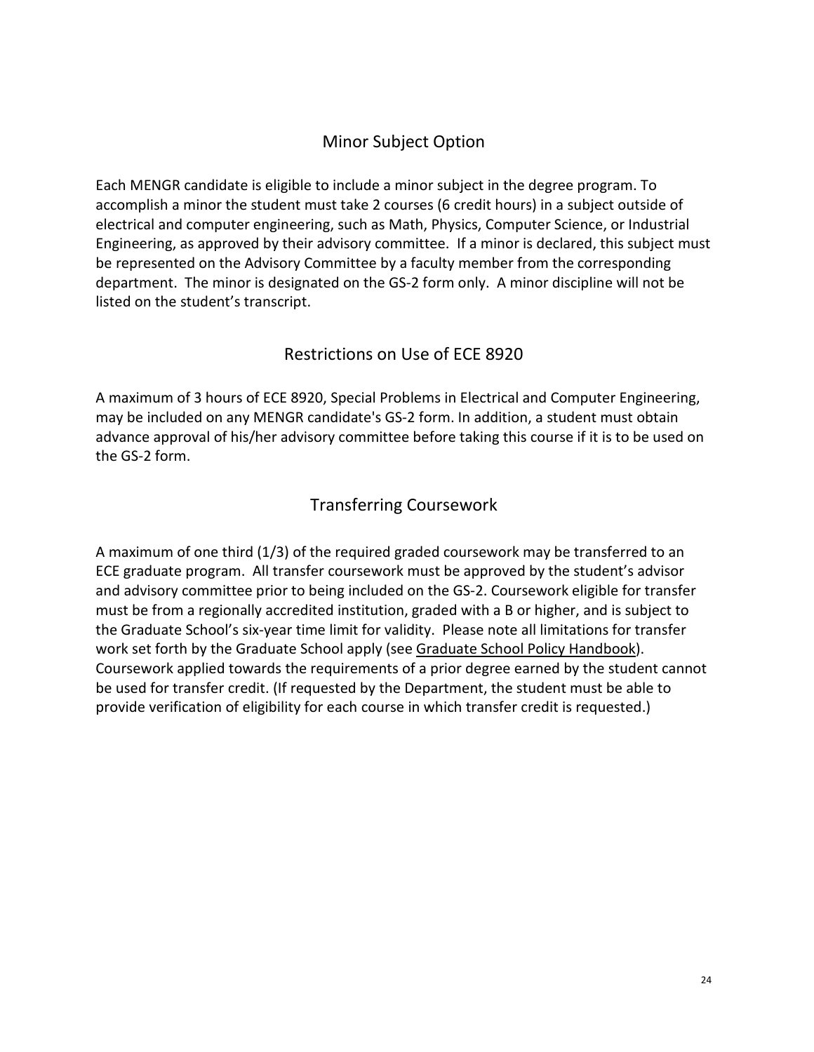## Minor Subject Option

Each MENGR candidate is eligible to include a minor subject in the degree program. To accomplish a minor the student must take 2 courses (6 credit hours) in a subject outside of electrical and computer engineering, such as Math, Physics, Computer Science, or Industrial Engineering, as approved by their advisory committee. If a minor is declared, this subject must be represented on the Advisory Committee by a faculty member from the corresponding department. The minor is designated on the GS-2 form only. A minor discipline will not be listed on the student's transcript.

## Restrictions on Use of ECE 8920

A maximum of 3 hours of ECE 8920, Special Problems in Electrical and Computer Engineering, may be included on any MENGR candidate's GS-2 form. In addition, a student must obtain advance approval of his/her advisory committee before taking this course if it is to be used on the GS-2 form.

## Transferring Coursework

A maximum of one third (1/3) of the required graded coursework may be transferred to an ECE graduate program. All transfer coursework must be approved by the student's advisor and advisory committee prior to being included on the GS-2. Coursework eligible for transfer must be from a regionally accredited institution, graded with a B or higher, and is subject to the Graduate School's six-year time limit for validity. Please note all limitations for transfer work set forth by the Graduate School apply (see Graduate School Policy Handbook). Coursework applied towards the requirements of a prior degree earned by the student cannot be used for transfer credit. (If requested by the Department, the student must be able to provide verification of eligibility for each course in which transfer credit is requested.)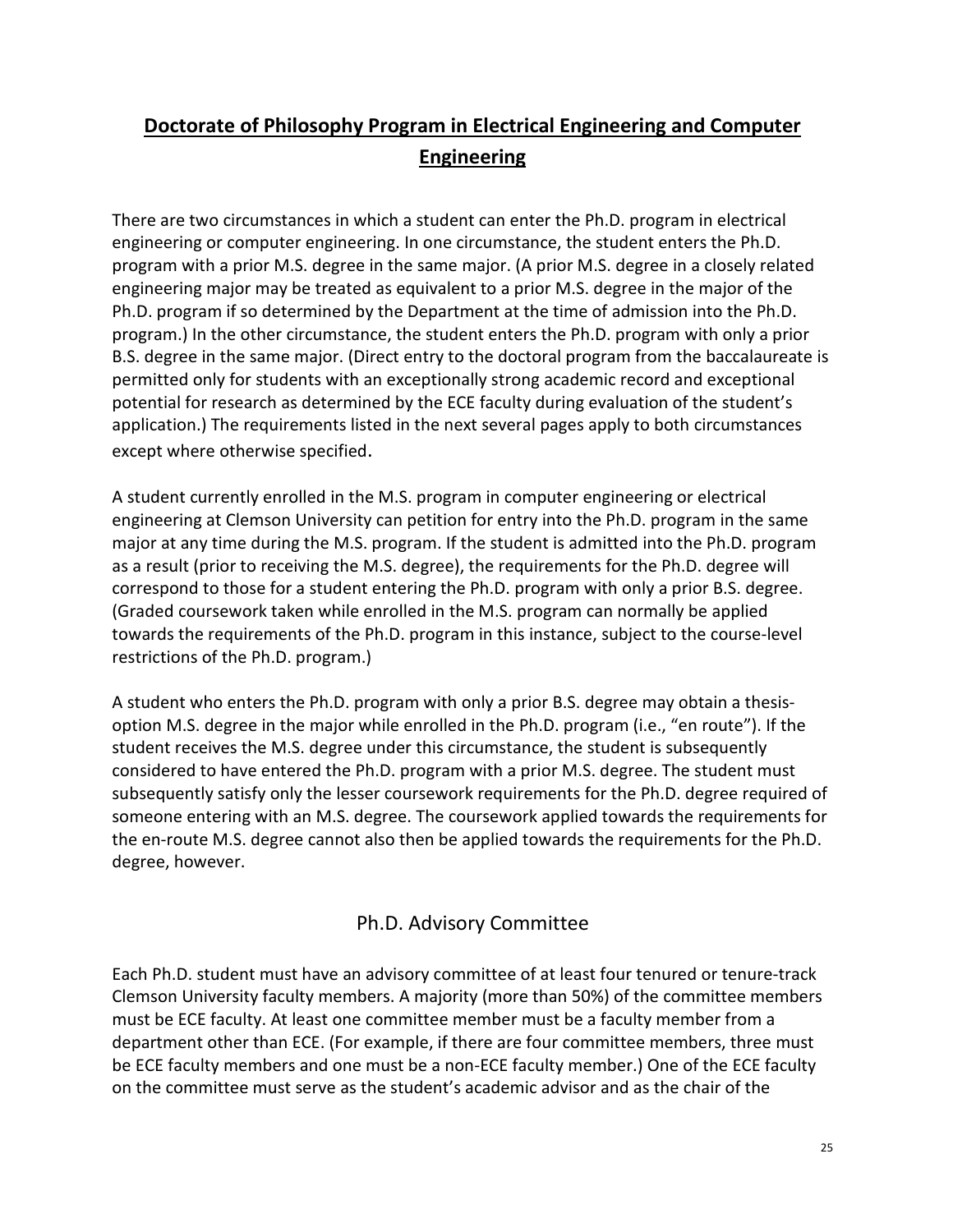# Doctorate of Philosophy Program in Electrical Engineering and Computer Engineering

There are two circumstances in which a student can enter the Ph.D. program in electrical engineering or computer engineering. In one circumstance, the student enters the Ph.D. program with a prior M.S. degree in the same major. (A prior M.S. degree in a closely related engineering major may be treated as equivalent to a prior M.S. degree in the major of the Ph.D. program if so determined by the Department at the time of admission into the Ph.D. program.) In the other circumstance, the student enters the Ph.D. program with only a prior B.S. degree in the same major. (Direct entry to the doctoral program from the baccalaureate is permitted only for students with an exceptionally strong academic record and exceptional potential for research as determined by the ECE faculty during evaluation of the student's application.) The requirements listed in the next several pages apply to both circumstances except where otherwise specified.

A student currently enrolled in the M.S. program in computer engineering or electrical engineering at Clemson University can petition for entry into the Ph.D. program in the same major at any time during the M.S. program. If the student is admitted into the Ph.D. program as a result (prior to receiving the M.S. degree), the requirements for the Ph.D. degree will correspond to those for a student entering the Ph.D. program with only a prior B.S. degree. (Graded coursework taken while enrolled in the M.S. program can normally be applied towards the requirements of the Ph.D. program in this instance, subject to the course-level restrictions of the Ph.D. program.)

A student who enters the Ph.D. program with only a prior B.S. degree may obtain a thesis-option M.S. degree in the major while enrolled in the Ph.D. program (i.e., "en route"). If the student receives the M.S. degree under this circumstance, the student is subsequently considered to have entered the Ph.D. program with a prior M.S. degree. The student must subsequently satisfy only the lesser coursework requirements for the Ph.D. degree required of someone entering with an M.S. degree. The coursework applied towards the requirements for the en-route M.S. degree cannot also then be applied towards the requirements for the Ph.D. degree, however.

## Ph.D. Advisory Committee

Each Ph.D. student must have an advisory committee of at least four tenured or tenure-track Clemson University faculty members. A majority (more than 50%) of the committee members must be ECE faculty. At least one committee member must be a faculty member from a department other than ECE. (For example, if there are four committee members, three must be ECE faculty members and one must be a non-ECE faculty member.) One of the ECE faculty on the committee must serve as the student's academic advisor and as the chair of the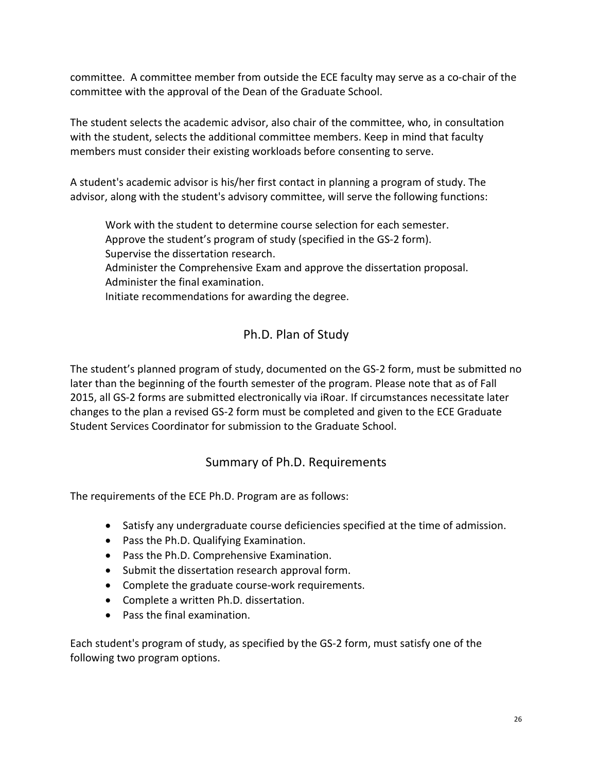committee. A committee member from outside the ECE faculty may serve as a co-chair of the committee with the approval of the Dean of the Graduate School.

The student selects the academic advisor, also chair of the committee, who, in consultation with the student, selects the additional committee members. Keep in mind that faculty members must consider their existing workloads before consenting to serve.

A student's academic advisor is his/her first contact in planning a program of study. The advisor, along with the student's advisory committee, will serve the following functions:

Work with the student to determine course selection for each semester.
Approve the student's program of study (specified in the GS-2 form).
Supervise the dissertation research.
Administer the Comprehensive Exam and approve the dissertation proposal.
Administer the final examination.
Initiate recommendations for awarding the degree.

## Ph.D. Plan of Study

The student's planned program of study, documented on the GS-2 form, must be submitted no later than the beginning of the fourth semester of the program. Please note that as of Fall 2015, all GS-2 forms are submitted electronically via iRoar. If circumstances necessitate later changes to the plan a revised GS-2 form must be completed and given to the ECE Graduate Student Services Coordinator for submission to the Graduate School.

## Summary of Ph.D. Requirements

The requirements of the ECE Ph.D. Program are as follows:

- Satisfy any undergraduate course deficiencies specified at the time of admission.
- Pass the Ph.D. Qualifying Examination.
- Pass the Ph.D. Comprehensive Examination.
- Submit the dissertation research approval form.
- Complete the graduate course-work requirements.
- Complete a written Ph.D. dissertation.
- Pass the final examination.

Each student's program of study, as specified by the GS-2 form, must satisfy one of the following two program options.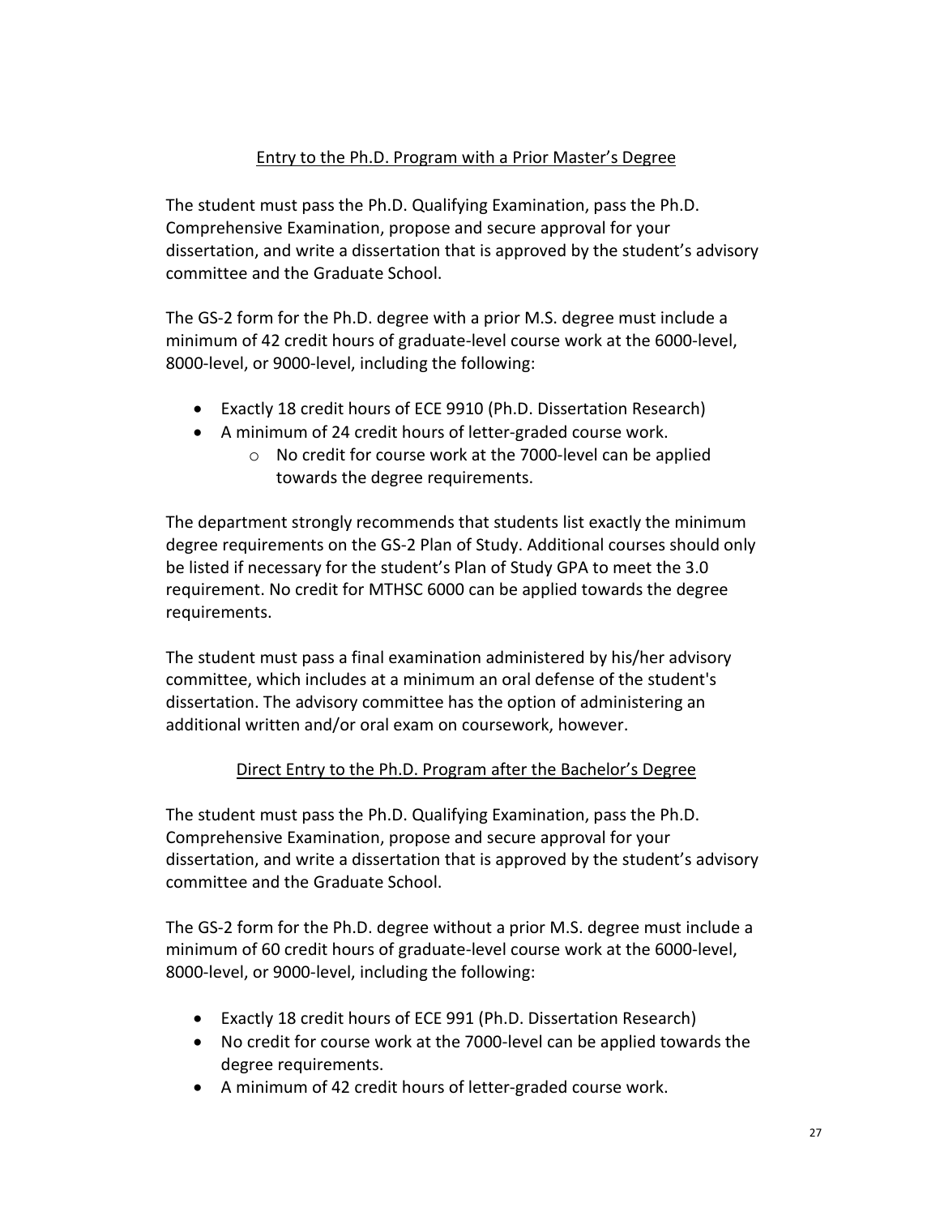## Entry to the Ph.D. Program with a Prior Master's Degree

The student must pass the Ph.D. Qualifying Examination, pass the Ph.D. Comprehensive Examination, propose and secure approval for your dissertation, and write a dissertation that is approved by the student's advisory committee and the Graduate School.

The GS-2 form for the Ph.D. degree with a prior M.S. degree must include a minimum of 42 credit hours of graduate-level course work at the 6000-level, 8000-level, or 9000-level, including the following:

- Exactly 18 credit hours of ECE 9910 (Ph.D. Dissertation Research)
- A minimum of 24 credit hours of letter-graded course work.
    - No credit for course work at the 7000-level can be applied towards the degree requirements.

The department strongly recommends that students list exactly the minimum degree requirements on the GS-2 Plan of Study. Additional courses should only be listed if necessary for the student's Plan of Study GPA to meet the 3.0 requirement. No credit for MTHSC 6000 can be applied towards the degree requirements.

The student must pass a final examination administered by his/her advisory committee, which includes at a minimum an oral defense of the student's dissertation. The advisory committee has the option of administering an additional written and/or oral exam on coursework, however.

## Direct Entry to the Ph.D. Program after the Bachelor's Degree

The student must pass the Ph.D. Qualifying Examination, pass the Ph.D. Comprehensive Examination, propose and secure approval for your dissertation, and write a dissertation that is approved by the student's advisory committee and the Graduate School.

The GS-2 form for the Ph.D. degree without a prior M.S. degree must include a minimum of 60 credit hours of graduate-level course work at the 6000-level, 8000-level, or 9000-level, including the following:

- Exactly 18 credit hours of ECE 991 (Ph.D. Dissertation Research)
- No credit for course work at the 7000-level can be applied towards the degree requirements.
- A minimum of 42 credit hours of letter-graded course work.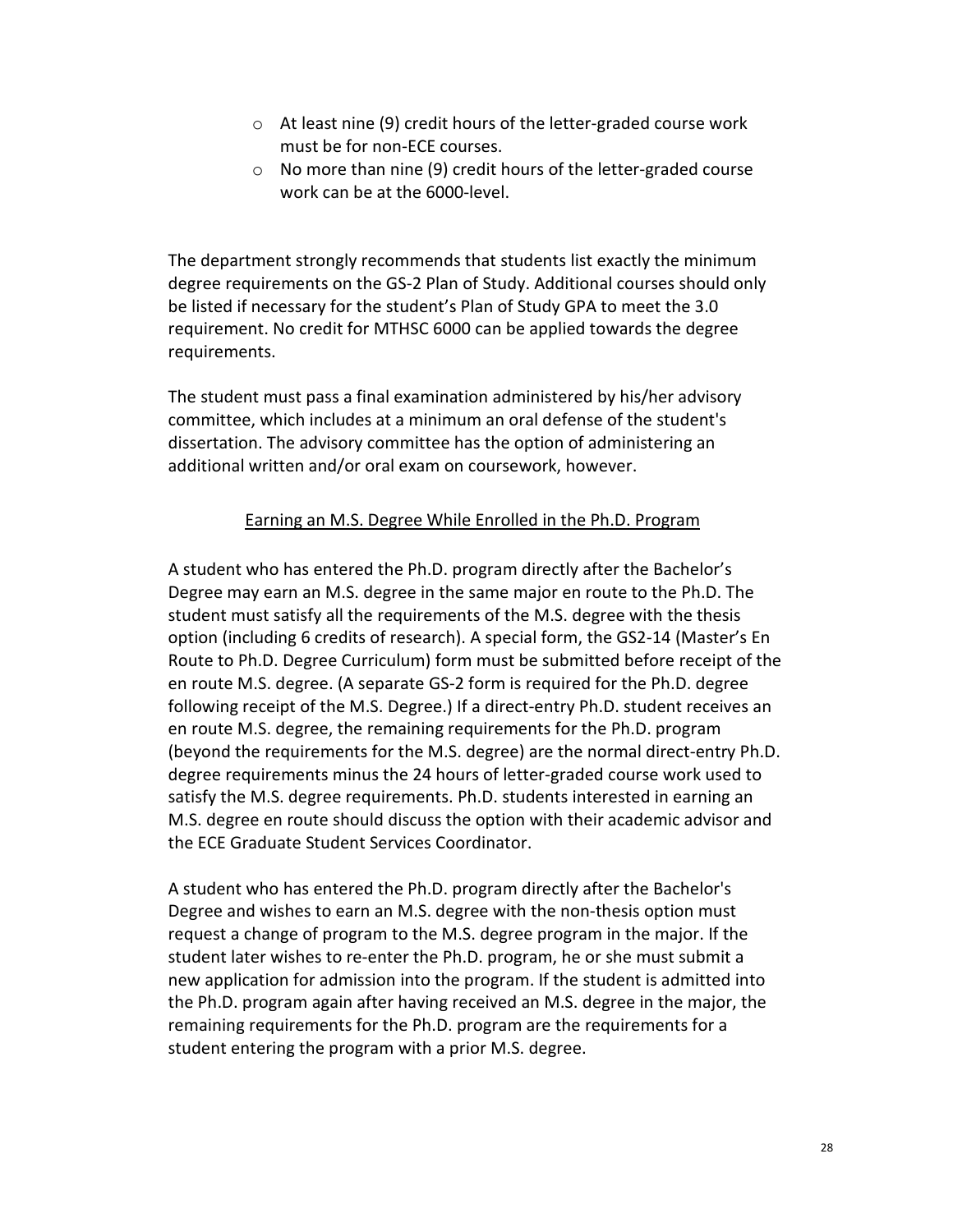- At least nine (9) credit hours of the letter-graded course work must be for non-ECE courses.
  - No more than nine (9) credit hours of the letter-graded course work can be at the 6000-level.

The department strongly recommends that students list exactly the minimum degree requirements on the GS-2 Plan of Study. Additional courses should only be listed if necessary for the student's Plan of Study GPA to meet the 3.0 requirement. No credit for MTHSC 6000 can be applied towards the degree requirements.

The student must pass a final examination administered by his/her advisory committee, which includes at a minimum an oral defense of the student's dissertation. The advisory committee has the option of administering an additional written and/or oral exam on coursework, however.

## Earning an M.S. Degree While Enrolled in the Ph.D. Program

A student who has entered the Ph.D. program directly after the Bachelor's Degree may earn an M.S. degree in the same major en route to the Ph.D. The student must satisfy all the requirements of the M.S. degree with the thesis option (including 6 credits of research). A special form, the GS2-14 (Master's En Route to Ph.D. Degree Curriculum) form must be submitted before receipt of the en route M.S. degree. (A separate GS-2 form is required for the Ph.D. degree following receipt of the M.S. Degree.) If a direct-entry Ph.D. student receives an en route M.S. degree, the remaining requirements for the Ph.D. program (beyond the requirements for the M.S. degree) are the normal direct-entry Ph.D. degree requirements minus the 24 hours of letter-graded course work used to satisfy the M.S. degree requirements. Ph.D. students interested in earning an M.S. degree en route should discuss the option with their academic advisor and the ECE Graduate Student Services Coordinator.

A student who has entered the Ph.D. program directly after the Bachelor's Degree and wishes to earn an M.S. degree with the non-thesis option must request a change of program to the M.S. degree program in the major. If the student later wishes to re-enter the Ph.D. program, he or she must submit a new application for admission into the program. If the student is admitted into the Ph.D. program again after having received an M.S. degree in the major, the remaining requirements for the Ph.D. program are the requirements for a student entering the program with a prior M.S. degree.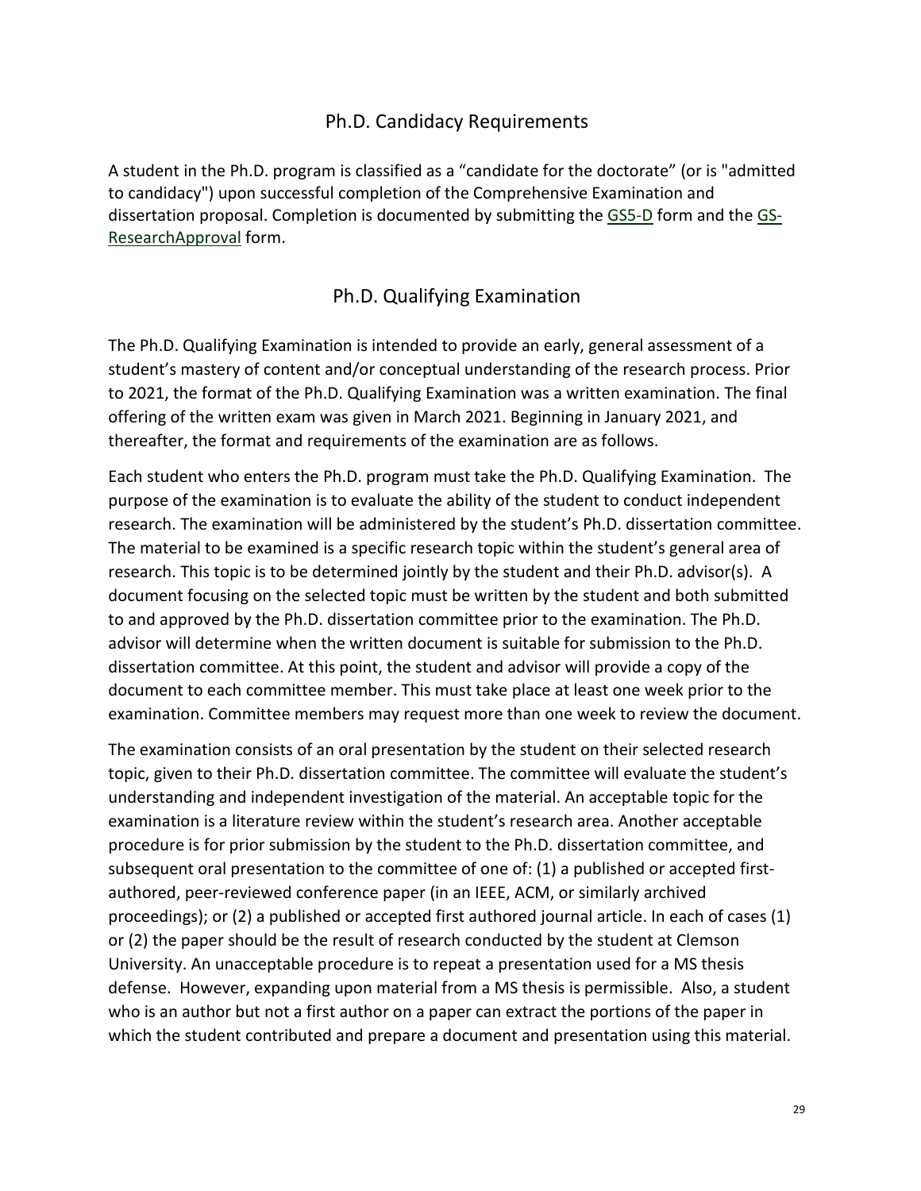## Ph.D. Candidacy Requirements

A student in the Ph.D. program is classified as a "candidate for the doctorate" (or is "admitted to candidacy") upon successful completion of the Comprehensive Examination and dissertation proposal. Completion is documented by submitting the GS5-D form and the GS-ResearchApproval form.

## Ph.D. Qualifying Examination

The Ph.D. Qualifying Examination is intended to provide an early, general assessment of a student's mastery of content and/or conceptual understanding of the research process. Prior to 2021, the format of the Ph.D. Qualifying Examination was a written examination. The final offering of the written exam was given in March 2021. Beginning in January 2021, and thereafter, the format and requirements of the examination are as follows.

Each student who enters the Ph.D. program must take the Ph.D. Qualifying Examination. The purpose of the examination is to evaluate the ability of the student to conduct independent research. The examination will be administered by the student's Ph.D. dissertation committee. The material to be examined is a specific research topic within the student's general area of research. This topic is to be determined jointly by the student and their Ph.D. advisor(s). A document focusing on the selected topic must be written by the student and both submitted to and approved by the Ph.D. dissertation committee prior to the examination. The Ph.D. advisor will determine when the written document is suitable for submission to the Ph.D. dissertation committee. At this point, the student and advisor will provide a copy of the document to each committee member. This must take place at least one week prior to the examination. Committee members may request more than one week to review the document.

The examination consists of an oral presentation by the student on their selected research topic, given to their Ph.D. dissertation committee. The committee will evaluate the student's understanding and independent investigation of the material. An acceptable topic for the examination is a literature review within the student's research area. Another acceptable procedure is for prior submission by the student to the Ph.D. dissertation committee, and subsequent oral presentation to the committee of one of: (1) a published or accepted first-authored, peer-reviewed conference paper (in an IEEE, ACM, or similarly archived proceedings); or (2) a published or accepted first authored journal article. In each of cases (1) or (2) the paper should be the result of research conducted by the student at Clemson University. An unacceptable procedure is to repeat a presentation used for a MS thesis defense. However, expanding upon material from a MS thesis is permissible. Also, a student who is an author but not a first author on a paper can extract the portions of the paper in which the student contributed and prepare a document and presentation using this material.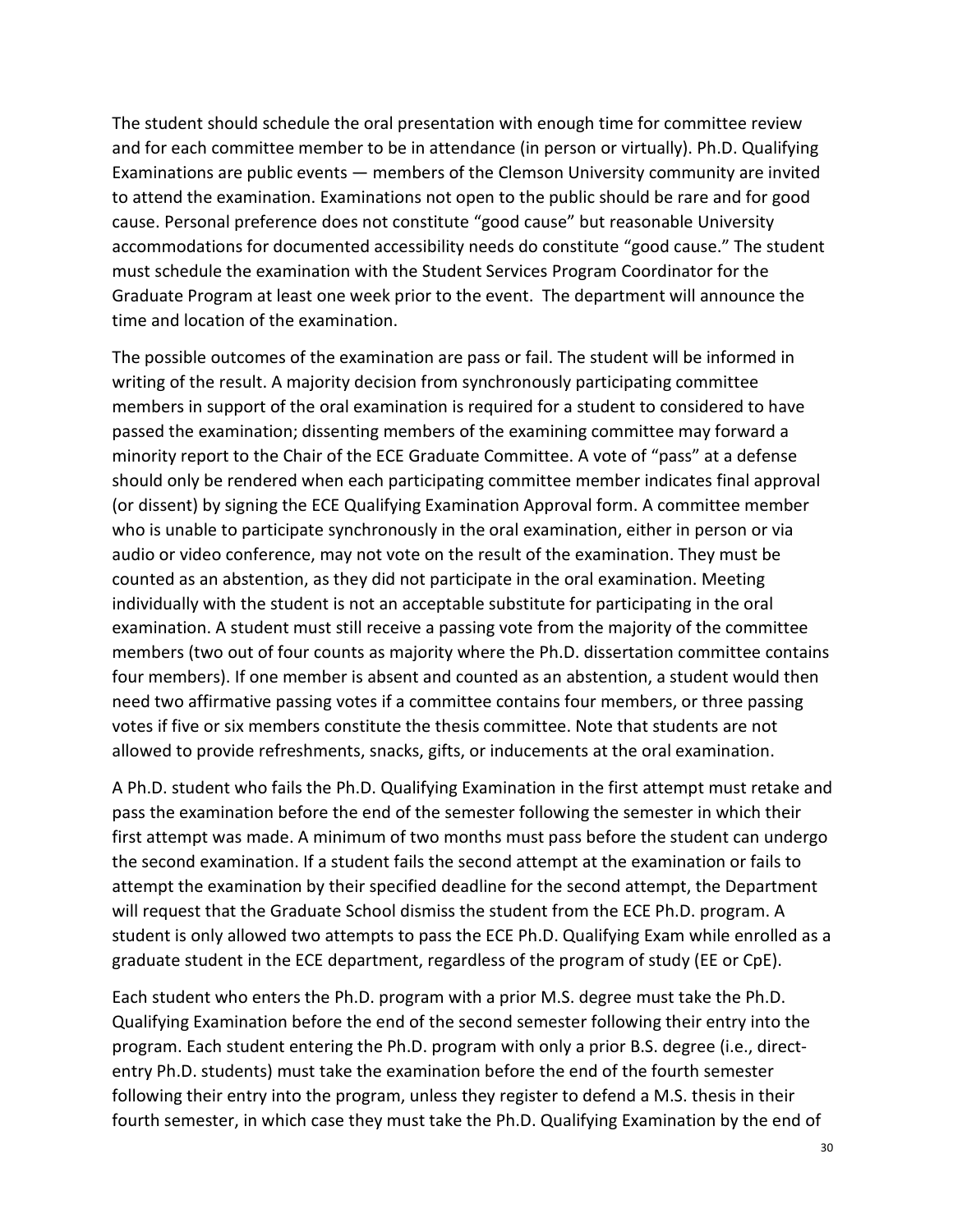The student should schedule the oral presentation with enough time for committee review and for each committee member to be in attendance (in person or virtually). Ph.D. Qualifying Examinations are public events — members of the Clemson University community are invited to attend the examination. Examinations not open to the public should be rare and for good cause. Personal preference does not constitute "good cause" but reasonable University accommodations for documented accessibility needs do constitute "good cause." The student must schedule the examination with the Student Services Program Coordinator for the Graduate Program at least one week prior to the event. The department will announce the time and location of the examination.

The possible outcomes of the examination are pass or fail. The student will be informed in writing of the result. A majority decision from synchronously participating committee members in support of the oral examination is required for a student to considered to have passed the examination; dissenting members of the examining committee may forward a minority report to the Chair of the ECE Graduate Committee. A vote of "pass" at a defense should only be rendered when each participating committee member indicates final approval (or dissent) by signing the ECE Qualifying Examination Approval form. A committee member who is unable to participate synchronously in the oral examination, either in person or via audio or video conference, may not vote on the result of the examination. They must be counted as an abstention, as they did not participate in the oral examination. Meeting individually with the student is not an acceptable substitute for participating in the oral examination. A student must still receive a passing vote from the majority of the committee members (two out of four counts as majority where the Ph.D. dissertation committee contains four members). If one member is absent and counted as an abstention, a student would then need two affirmative passing votes if a committee contains four members, or three passing votes if five or six members constitute the thesis committee. Note that students are not allowed to provide refreshments, snacks, gifts, or inducements at the oral examination.

A Ph.D. student who fails the Ph.D. Qualifying Examination in the first attempt must retake and pass the examination before the end of the semester following the semester in which their first attempt was made. A minimum of two months must pass before the student can undergo the second examination. If a student fails the second attempt at the examination or fails to attempt the examination by their specified deadline for the second attempt, the Department will request that the Graduate School dismiss the student from the ECE Ph.D. program. A student is only allowed two attempts to pass the ECE Ph.D. Qualifying Exam while enrolled as a graduate student in the ECE department, regardless of the program of study (EE or CpE).

Each student who enters the Ph.D. program with a prior M.S. degree must take the Ph.D. Qualifying Examination before the end of the second semester following their entry into the program. Each student entering the Ph.D. program with only a prior B.S. degree (i.e., direct-entry Ph.D. students) must take the examination before the end of the fourth semester following their entry into the program, unless they register to defend a M.S. thesis in their fourth semester, in which case they must take the Ph.D. Qualifying Examination by the end of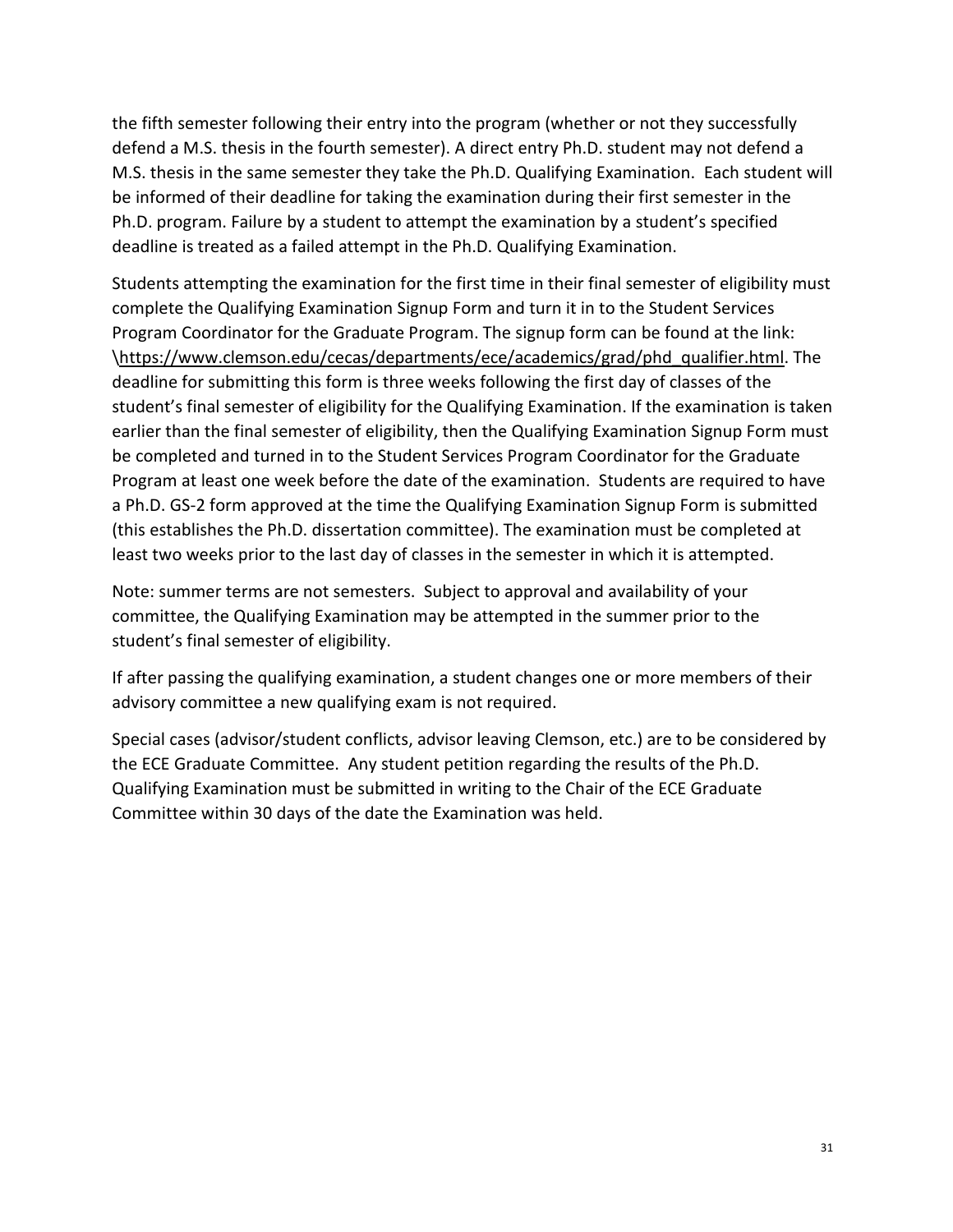the fifth semester following their entry into the program (whether or not they successfully defend a M.S. thesis in the fourth semester). A direct entry Ph.D. student may not defend a M.S. thesis in the same semester they take the Ph.D. Qualifying Examination. Each student will be informed of their deadline for taking the examination during their first semester in the Ph.D. program. Failure by a student to attempt the examination by a student's specified deadline is treated as a failed attempt in the Ph.D. Qualifying Examination.

Students attempting the examination for the first time in their final semester of eligibility must complete the Qualifying Examination Signup Form and turn it in to the Student Services Program Coordinator for the Graduate Program. The signup form can be found at the link: \https://www.clemson.edu/cecas/departments/ece/academics/grad/phd_qualifier.html. The deadline for submitting this form is three weeks following the first day of classes of the student's final semester of eligibility for the Qualifying Examination. If the examination is taken earlier than the final semester of eligibility, then the Qualifying Examination Signup Form must be completed and turned in to the Student Services Program Coordinator for the Graduate Program at least one week before the date of the examination. Students are required to have a Ph.D. GS-2 form approved at the time the Qualifying Examination Signup Form is submitted (this establishes the Ph.D. dissertation committee). The examination must be completed at least two weeks prior to the last day of classes in the semester in which it is attempted.

Note: summer terms are not semesters. Subject to approval and availability of your committee, the Qualifying Examination may be attempted in the summer prior to the student's final semester of eligibility.

If after passing the qualifying examination, a student changes one or more members of their advisory committee a new qualifying exam is not required.

Special cases (advisor/student conflicts, advisor leaving Clemson, etc.) are to be considered by the ECE Graduate Committee. Any student petition regarding the results of the Ph.D. Qualifying Examination must be submitted in writing to the Chair of the ECE Graduate Committee within 30 days of the date the Examination was held.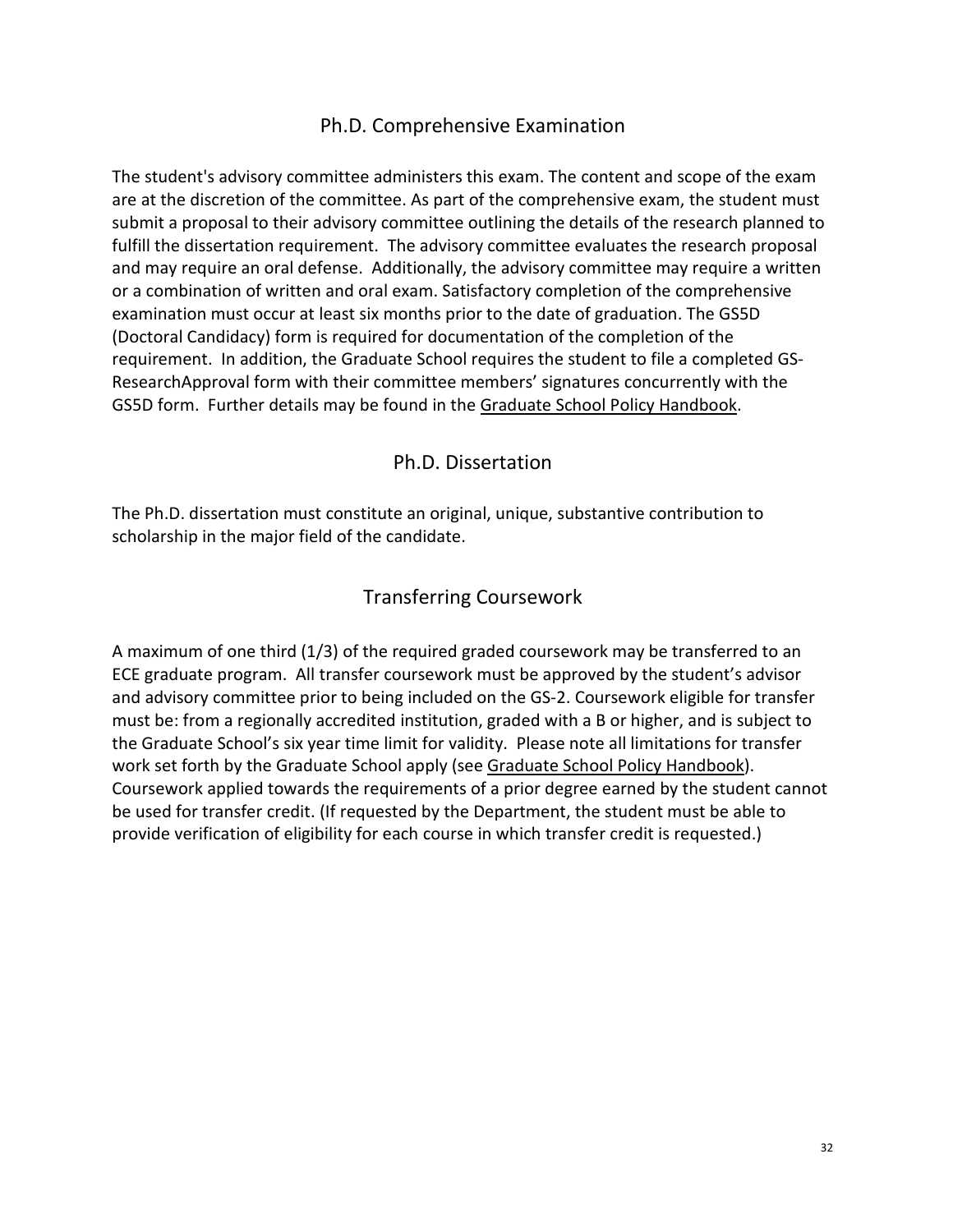## Ph.D. Comprehensive Examination

The student's advisory committee administers this exam. The content and scope of the exam are at the discretion of the committee. As part of the comprehensive exam, the student must submit a proposal to their advisory committee outlining the details of the research planned to fulfill the dissertation requirement. The advisory committee evaluates the research proposal and may require an oral defense. Additionally, the advisory committee may require a written or a combination of written and oral exam. Satisfactory completion of the comprehensive examination must occur at least six months prior to the date of graduation. The GS5D (Doctoral Candidacy) form is required for documentation of the completion of the requirement. In addition, the Graduate School requires the student to file a completed GS-ResearchApproval form with their committee members' signatures concurrently with the GS5D form. Further details may be found in the Graduate School Policy Handbook.

## Ph.D. Dissertation

The Ph.D. dissertation must constitute an original, unique, substantive contribution to scholarship in the major field of the candidate.

## Transferring Coursework

A maximum of one third (1/3) of the required graded coursework may be transferred to an ECE graduate program. All transfer coursework must be approved by the student's advisor and advisory committee prior to being included on the GS-2. Coursework eligible for transfer must be: from a regionally accredited institution, graded with a B or higher, and is subject to the Graduate School's six year time limit for validity. Please note all limitations for transfer work set forth by the Graduate School apply (see Graduate School Policy Handbook). Coursework applied towards the requirements of a prior degree earned by the student cannot be used for transfer credit. (If requested by the Department, the student must be able to provide verification of eligibility for each course in which transfer credit is requested.)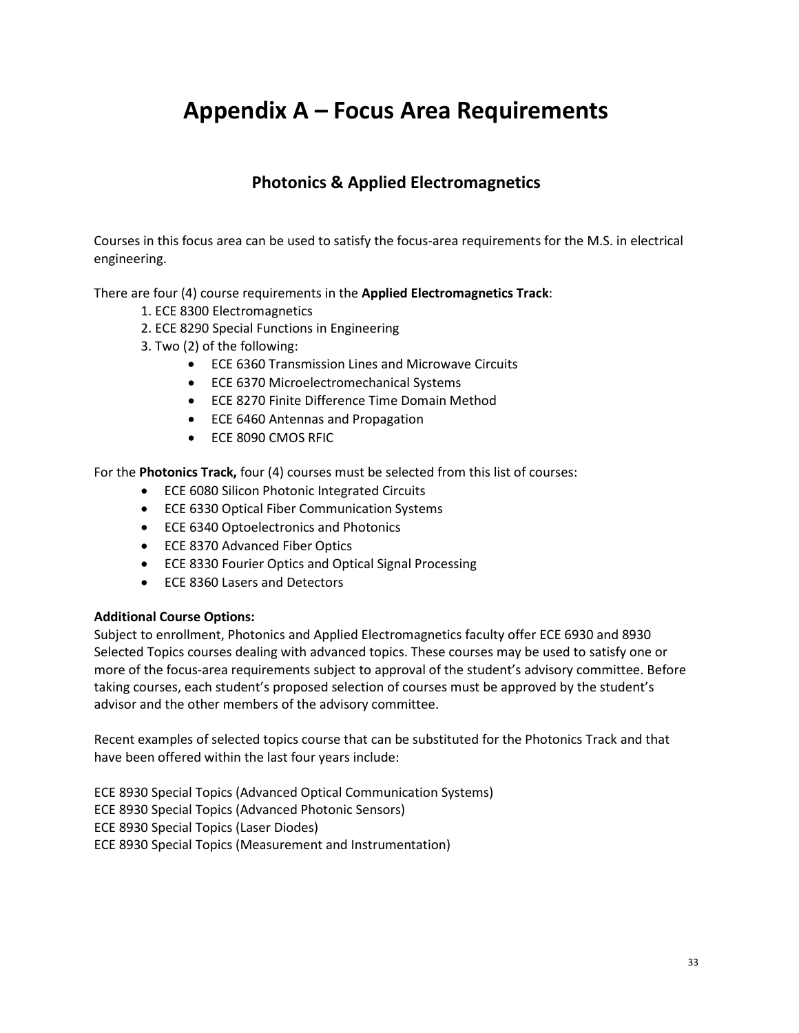# Appendix A – Focus Area Requirements

## Photonics & Applied Electromagnetics

Courses in this focus area can be used to satisfy the focus-area requirements for the M.S. in electrical engineering.

There are four (4) course requirements in the **Applied Electromagnetics Track**:

1. ECE 8300 Electromagnetics
2. ECE 8290 Special Functions in Engineering
3. Two (2) of the following:
   - ECE 6360 Transmission Lines and Microwave Circuits
   - ECE 6370 Microelectromechanical Systems
   - ECE 8270 Finite Difference Time Domain Method
   - ECE 6460 Antennas and Propagation
   - ECE 8090 CMOS RFIC

For the **Photonics Track,** four (4) courses must be selected from this list of courses:

- ECE 6080 Silicon Photonic Integrated Circuits
- ECE 6330 Optical Fiber Communication Systems
- ECE 6340 Optoelectronics and Photonics
- ECE 8370 Advanced Fiber Optics
- ECE 8330 Fourier Optics and Optical Signal Processing
- ECE 8360 Lasers and Detectors

**Additional Course Options:**
Subject to enrollment, Photonics and Applied Electromagnetics faculty offer ECE 6930 and 8930 Selected Topics courses dealing with advanced topics. These courses may be used to satisfy one or more of the focus-area requirements subject to approval of the student's advisory committee. Before taking courses, each student's proposed selection of courses must be approved by the student's advisor and the other members of the advisory committee.

Recent examples of selected topics course that can be substituted for the Photonics Track and that have been offered within the last four years include:

ECE 8930 Special Topics (Advanced Optical Communication Systems)
ECE 8930 Special Topics (Advanced Photonic Sensors)
ECE 8930 Special Topics (Laser Diodes)
ECE 8930 Special Topics (Measurement and Instrumentation)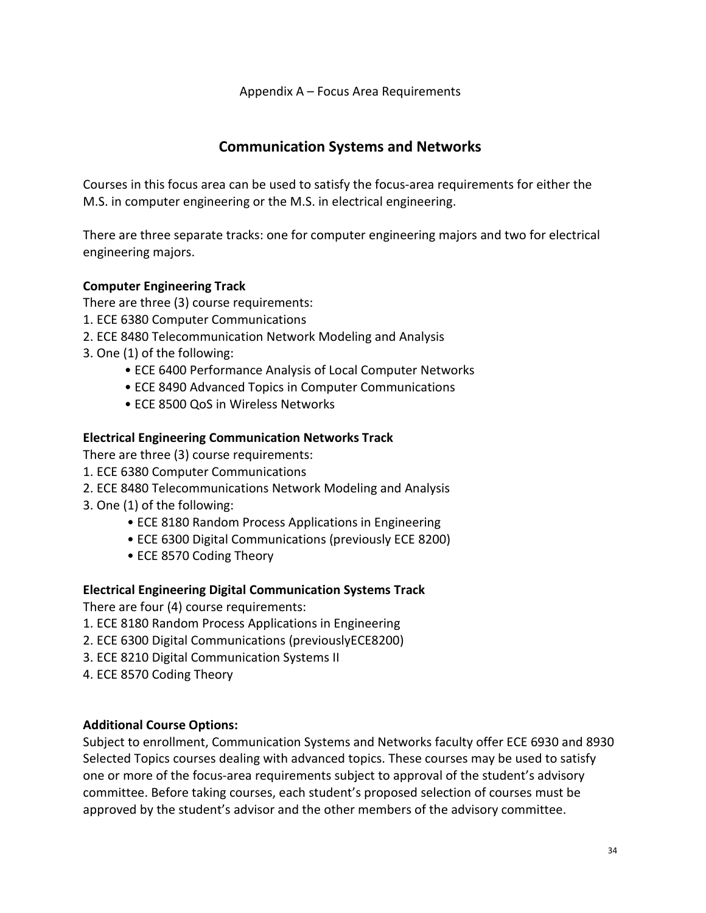Appendix A – Focus Area Requirements

# Communication Systems and Networks

Courses in this focus area can be used to satisfy the focus-area requirements for either the M.S. in computer engineering or the M.S. in electrical engineering.

There are three separate tracks: one for computer engineering majors and two for electrical engineering majors.

**Computer Engineering Track**

There are three (3) course requirements:

1. ECE 6380 Computer Communications
2. ECE 8480 Telecommunication Network Modeling and Analysis
3. One (1) of the following:
    - ECE 6400 Performance Analysis of Local Computer Networks
    - ECE 8490 Advanced Topics in Computer Communications
    - ECE 8500 QoS in Wireless Networks

**Electrical Engineering Communication Networks Track**

There are three (3) course requirements:

1. ECE 6380 Computer Communications
2. ECE 8480 Telecommunications Network Modeling and Analysis
3. One (1) of the following:
    - ECE 8180 Random Process Applications in Engineering
    - ECE 6300 Digital Communications (previously ECE 8200)
    - ECE 8570 Coding Theory

**Electrical Engineering Digital Communication Systems Track**

There are four (4) course requirements:

1. ECE 8180 Random Process Applications in Engineering
2. ECE 6300 Digital Communications (previouslyECE8200)
3. ECE 8210 Digital Communication Systems II
4. ECE 8570 Coding Theory

**Additional Course Options:**

Subject to enrollment, Communication Systems and Networks faculty offer ECE 6930 and 8930 Selected Topics courses dealing with advanced topics. These courses may be used to satisfy one or more of the focus-area requirements subject to approval of the student's advisory committee. Before taking courses, each student's proposed selection of courses must be approved by the student's advisor and the other members of the advisory committee.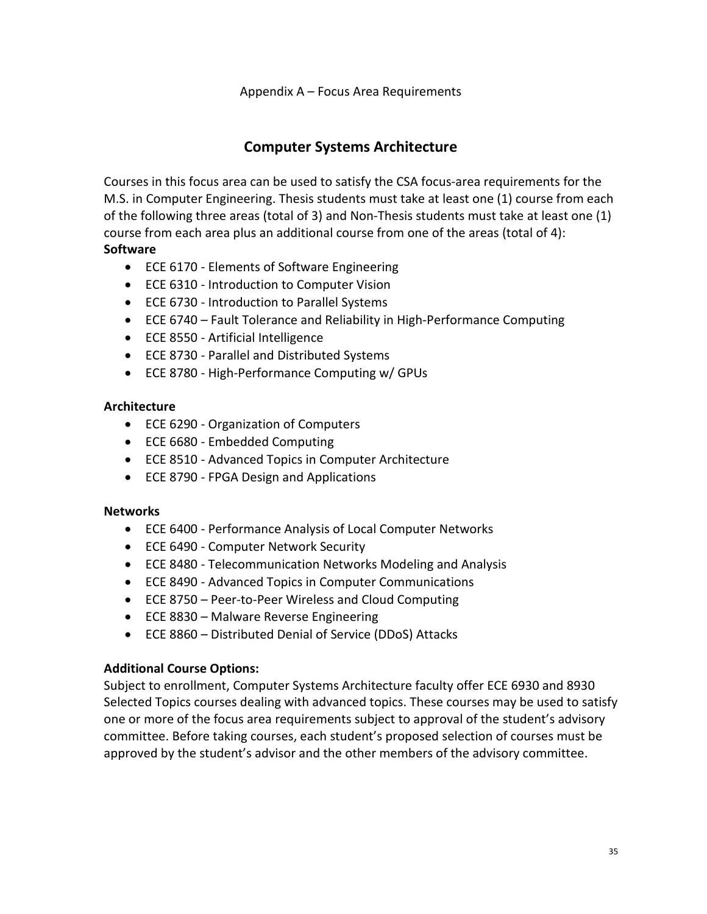Appendix A – Focus Area Requirements

## Computer Systems Architecture

Courses in this focus area can be used to satisfy the CSA focus-area requirements for the M.S. in Computer Engineering. Thesis students must take at least one (1) course from each of the following three areas (total of 3) and Non-Thesis students must take at least one (1) course from each area plus an additional course from one of the areas (total of 4):

**Software**

- ECE 6170 - Elements of Software Engineering
- ECE 6310 - Introduction to Computer Vision
- ECE 6730 - Introduction to Parallel Systems
- ECE 6740 – Fault Tolerance and Reliability in High-Performance Computing
- ECE 8550 - Artificial Intelligence
- ECE 8730 - Parallel and Distributed Systems
- ECE 8780 - High-Performance Computing w/ GPUs

**Architecture**

- ECE 6290 - Organization of Computers
- ECE 6680 - Embedded Computing
- ECE 8510 - Advanced Topics in Computer Architecture
- ECE 8790 - FPGA Design and Applications

**Networks**

- ECE 6400 - Performance Analysis of Local Computer Networks
- ECE 6490 - Computer Network Security
- ECE 8480 - Telecommunication Networks Modeling and Analysis
- ECE 8490 - Advanced Topics in Computer Communications
- ECE 8750 – Peer-to-Peer Wireless and Cloud Computing
- ECE 8830 – Malware Reverse Engineering
- ECE 8860 – Distributed Denial of Service (DDoS) Attacks

**Additional Course Options:**

Subject to enrollment, Computer Systems Architecture faculty offer ECE 6930 and 8930 Selected Topics courses dealing with advanced topics. These courses may be used to satisfy one or more of the focus area requirements subject to approval of the student's advisory committee. Before taking courses, each student's proposed selection of courses must be approved by the student's advisor and the other members of the advisory committee.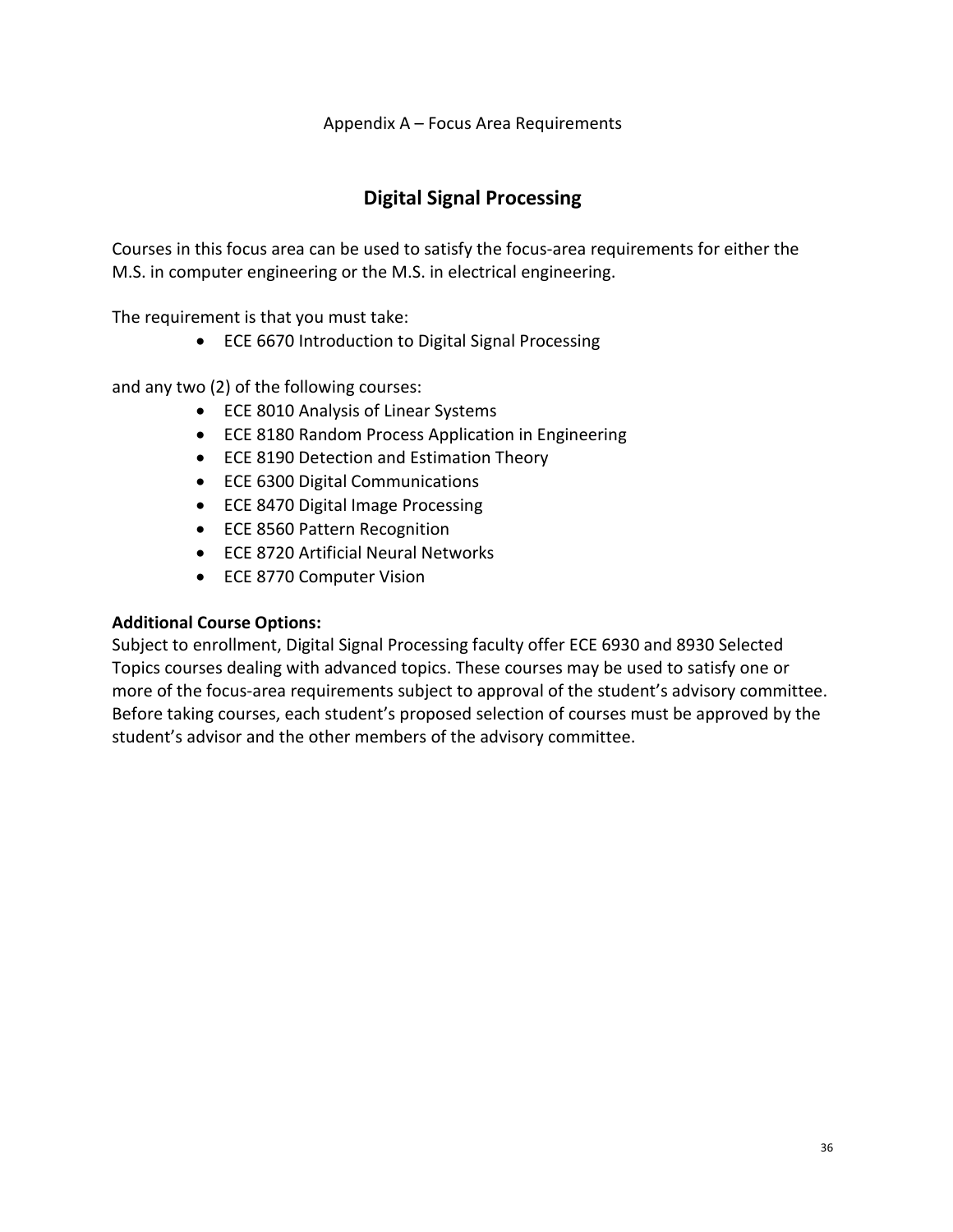Appendix A – Focus Area Requirements

## Digital Signal Processing

Courses in this focus area can be used to satisfy the focus-area requirements for either the M.S. in computer engineering or the M.S. in electrical engineering.

The requirement is that you must take:

- ECE 6670 Introduction to Digital Signal Processing

and any two (2) of the following courses:

- ECE 8010 Analysis of Linear Systems
- ECE 8180 Random Process Application in Engineering
- ECE 8190 Detection and Estimation Theory
- ECE 6300 Digital Communications
- ECE 8470 Digital Image Processing
- ECE 8560 Pattern Recognition
- ECE 8720 Artificial Neural Networks
- ECE 8770 Computer Vision

**Additional Course Options:**
Subject to enrollment, Digital Signal Processing faculty offer ECE 6930 and 8930 Selected Topics courses dealing with advanced topics. These courses may be used to satisfy one or more of the focus-area requirements subject to approval of the student's advisory committee. Before taking courses, each student's proposed selection of courses must be approved by the student's advisor and the other members of the advisory committee.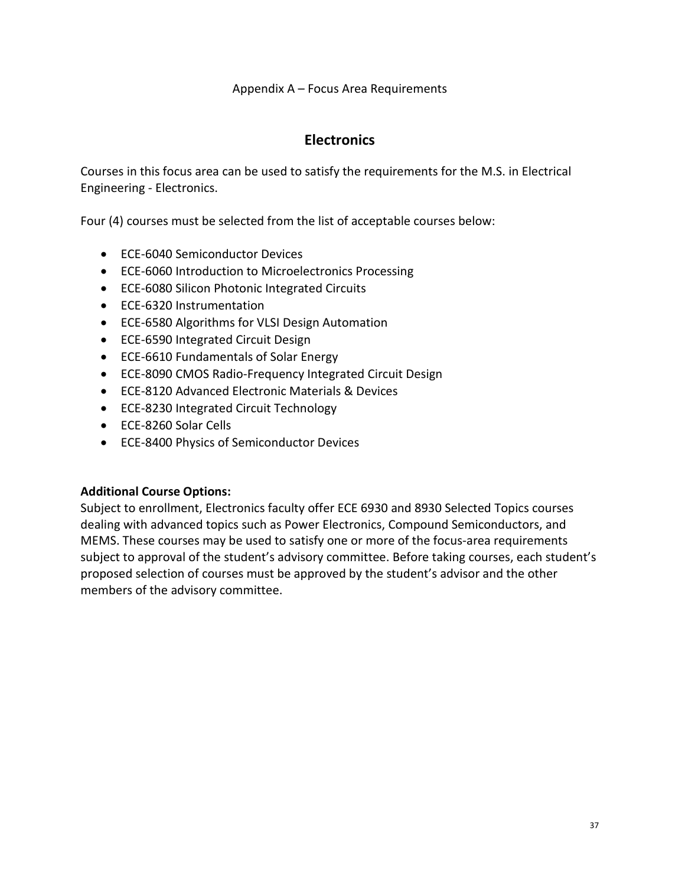Appendix A – Focus Area Requirements

## Electronics

Courses in this focus area can be used to satisfy the requirements for the M.S. in Electrical Engineering - Electronics.

Four (4) courses must be selected from the list of acceptable courses below:

- ECE-6040 Semiconductor Devices
- ECE-6060 Introduction to Microelectronics Processing
- ECE-6080 Silicon Photonic Integrated Circuits
- ECE-6320 Instrumentation
- ECE-6580 Algorithms for VLSI Design Automation
- ECE-6590 Integrated Circuit Design
- ECE-6610 Fundamentals of Solar Energy
- ECE-8090 CMOS Radio-Frequency Integrated Circuit Design
- ECE-8120 Advanced Electronic Materials & Devices
- ECE-8230 Integrated Circuit Technology
- ECE-8260 Solar Cells
- ECE-8400 Physics of Semiconductor Devices

**Additional Course Options:**
Subject to enrollment, Electronics faculty offer ECE 6930 and 8930 Selected Topics courses dealing with advanced topics such as Power Electronics, Compound Semiconductors, and MEMS. These courses may be used to satisfy one or more of the focus-area requirements subject to approval of the student's advisory committee. Before taking courses, each student's proposed selection of courses must be approved by the student's advisor and the other members of the advisory committee.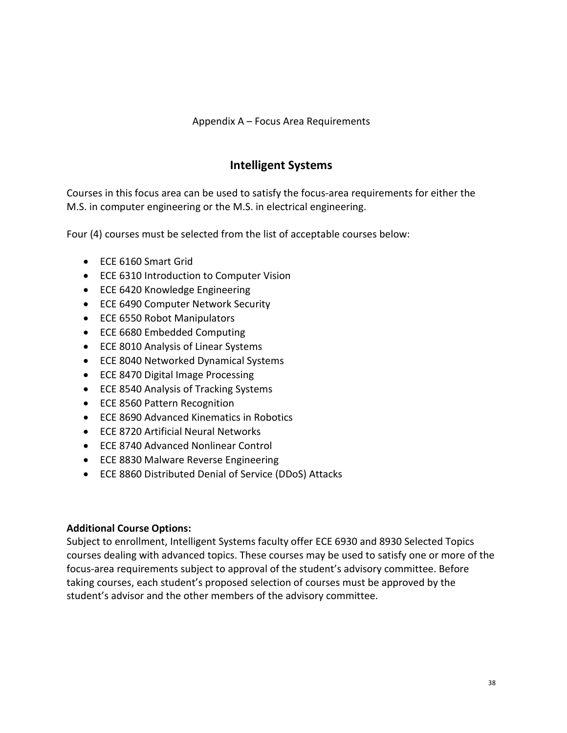Appendix A – Focus Area Requirements

## Intelligent Systems

Courses in this focus area can be used to satisfy the focus-area requirements for either the M.S. in computer engineering or the M.S. in electrical engineering.

Four (4) courses must be selected from the list of acceptable courses below:

- ECE 6160 Smart Grid
- ECE 6310 Introduction to Computer Vision
- ECE 6420 Knowledge Engineering
- ECE 6490 Computer Network Security
- ECE 6550 Robot Manipulators
- ECE 6680 Embedded Computing
- ECE 8010 Analysis of Linear Systems
- ECE 8040 Networked Dynamical Systems
- ECE 8470 Digital Image Processing
- ECE 8540 Analysis of Tracking Systems
- ECE 8560 Pattern Recognition
- ECE 8690 Advanced Kinematics in Robotics
- ECE 8720 Artificial Neural Networks
- ECE 8740 Advanced Nonlinear Control
- ECE 8830 Malware Reverse Engineering
- ECE 8860 Distributed Denial of Service (DDoS) Attacks

**Additional Course Options:**
Subject to enrollment, Intelligent Systems faculty offer ECE 6930 and 8930 Selected Topics courses dealing with advanced topics. These courses may be used to satisfy one or more of the focus-area requirements subject to approval of the student's advisory committee. Before taking courses, each student's proposed selection of courses must be approved by the student's advisor and the other members of the advisory committee.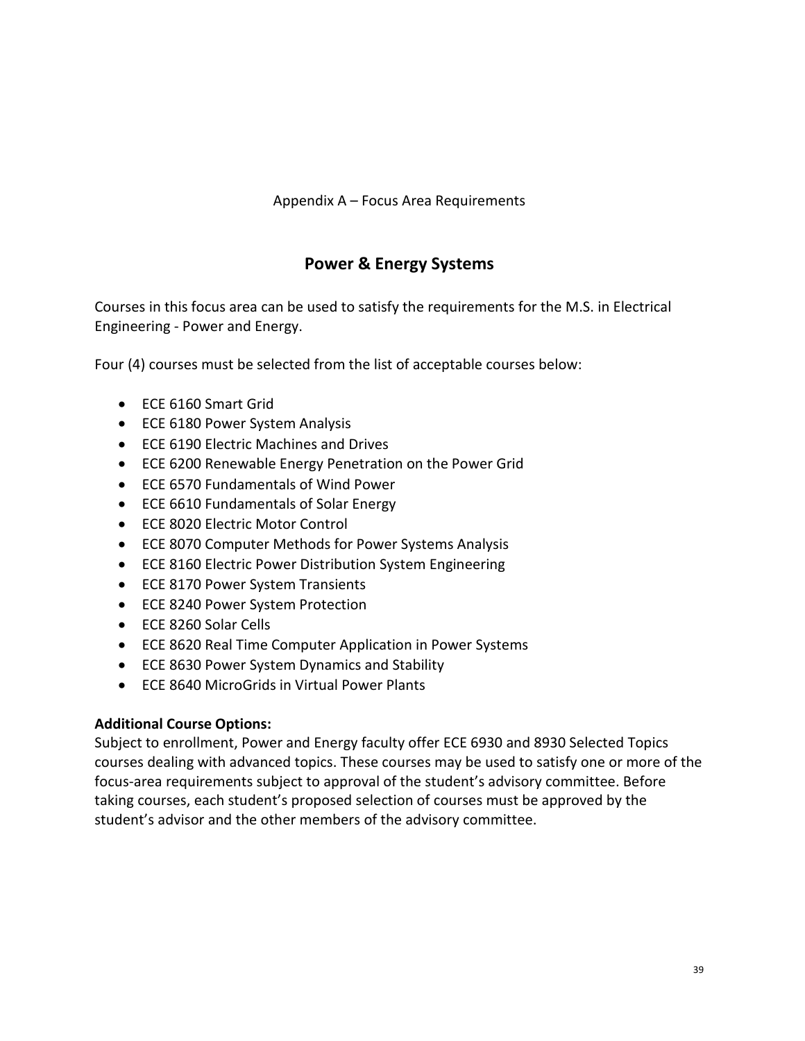Appendix A – Focus Area Requirements

## Power & Energy Systems

Courses in this focus area can be used to satisfy the requirements for the M.S. in Electrical Engineering - Power and Energy.

Four (4) courses must be selected from the list of acceptable courses below:

- ECE 6160 Smart Grid
- ECE 6180 Power System Analysis
- ECE 6190 Electric Machines and Drives
- ECE 6200 Renewable Energy Penetration on the Power Grid
- ECE 6570 Fundamentals of Wind Power
- ECE 6610 Fundamentals of Solar Energy
- ECE 8020 Electric Motor Control
- ECE 8070 Computer Methods for Power Systems Analysis
- ECE 8160 Electric Power Distribution System Engineering
- ECE 8170 Power System Transients
- ECE 8240 Power System Protection
- ECE 8260 Solar Cells
- ECE 8620 Real Time Computer Application in Power Systems
- ECE 8630 Power System Dynamics and Stability
- ECE 8640 MicroGrids in Virtual Power Plants

**Additional Course Options:**
Subject to enrollment, Power and Energy faculty offer ECE 6930 and 8930 Selected Topics courses dealing with advanced topics. These courses may be used to satisfy one or more of the focus-area requirements subject to approval of the student's advisory committee. Before taking courses, each student's proposed selection of courses must be approved by the student's advisor and the other members of the advisory committee.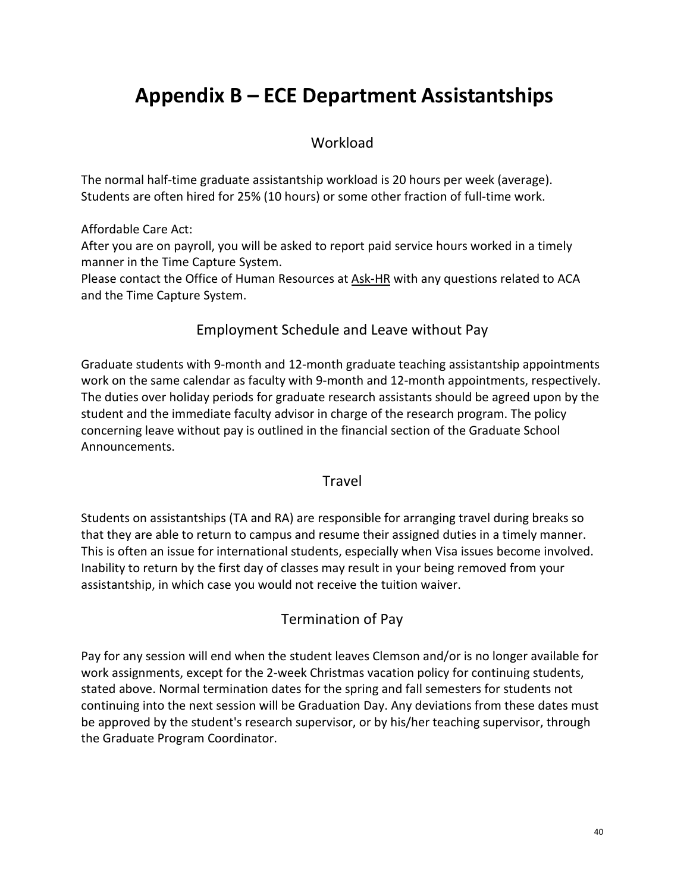# Appendix B – ECE Department Assistantships

## Workload

The normal half-time graduate assistantship workload is 20 hours per week (average). Students are often hired for 25% (10 hours) or some other fraction of full-time work.

Affordable Care Act:
After you are on payroll, you will be asked to report paid service hours worked in a timely manner in the Time Capture System.
Please contact the Office of Human Resources at Ask-HR with any questions related to ACA and the Time Capture System.

## Employment Schedule and Leave without Pay

Graduate students with 9-month and 12-month graduate teaching assistantship appointments work on the same calendar as faculty with 9-month and 12-month appointments, respectively. The duties over holiday periods for graduate research assistants should be agreed upon by the student and the immediate faculty advisor in charge of the research program. The policy concerning leave without pay is outlined in the financial section of the Graduate School Announcements.

## Travel

Students on assistantships (TA and RA) are responsible for arranging travel during breaks so that they are able to return to campus and resume their assigned duties in a timely manner. This is often an issue for international students, especially when Visa issues become involved. Inability to return by the first day of classes may result in your being removed from your assistantship, in which case you would not receive the tuition waiver.

## Termination of Pay

Pay for any session will end when the student leaves Clemson and/or is no longer available for work assignments, except for the 2-week Christmas vacation policy for continuing students, stated above. Normal termination dates for the spring and fall semesters for students not continuing into the next session will be Graduation Day. Any deviations from these dates must be approved by the student's research supervisor, or by his/her teaching supervisor, through the Graduate Program Coordinator.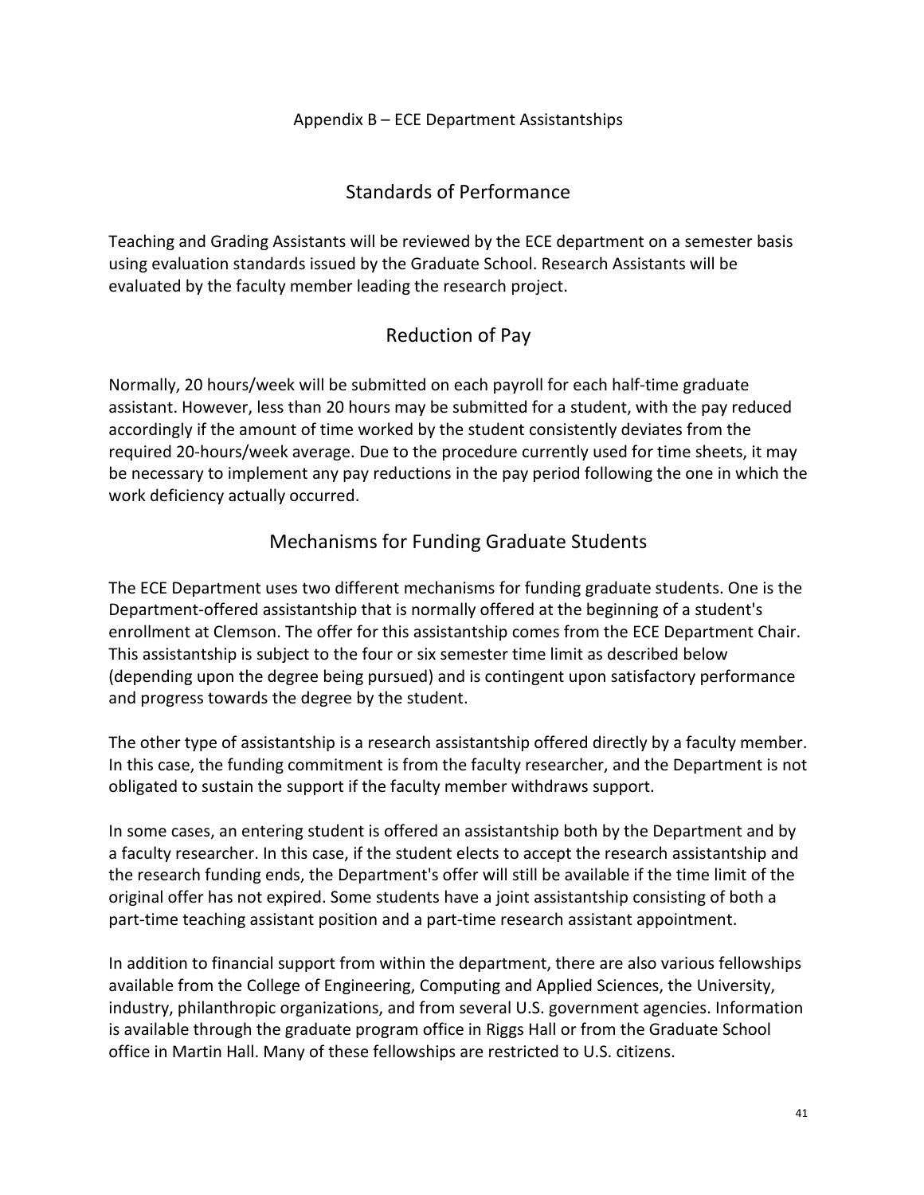# Appendix B – ECE Department Assistantships

## Standards of Performance

Teaching and Grading Assistants will be reviewed by the ECE department on a semester basis using evaluation standards issued by the Graduate School. Research Assistants will be evaluated by the faculty member leading the research project.

## Reduction of Pay

Normally, 20 hours/week will be submitted on each payroll for each half-time graduate assistant. However, less than 20 hours may be submitted for a student, with the pay reduced accordingly if the amount of time worked by the student consistently deviates from the required 20-hours/week average. Due to the procedure currently used for time sheets, it may be necessary to implement any pay reductions in the pay period following the one in which the work deficiency actually occurred.

## Mechanisms for Funding Graduate Students

The ECE Department uses two different mechanisms for funding graduate students. One is the Department-offered assistantship that is normally offered at the beginning of a student's enrollment at Clemson. The offer for this assistantship comes from the ECE Department Chair. This assistantship is subject to the four or six semester time limit as described below (depending upon the degree being pursued) and is contingent upon satisfactory performance and progress towards the degree by the student.

The other type of assistantship is a research assistantship offered directly by a faculty member. In this case, the funding commitment is from the faculty researcher, and the Department is not obligated to sustain the support if the faculty member withdraws support.

In some cases, an entering student is offered an assistantship both by the Department and by a faculty researcher. In this case, if the student elects to accept the research assistantship and the research funding ends, the Department's offer will still be available if the time limit of the original offer has not expired. Some students have a joint assistantship consisting of both a part-time teaching assistant position and a part-time research assistant appointment.

In addition to financial support from within the department, there are also various fellowships available from the College of Engineering, Computing and Applied Sciences, the University, industry, philanthropic organizations, and from several U.S. government agencies. Information is available through the graduate program office in Riggs Hall or from the Graduate School office in Martin Hall. Many of these fellowships are restricted to U.S. citizens.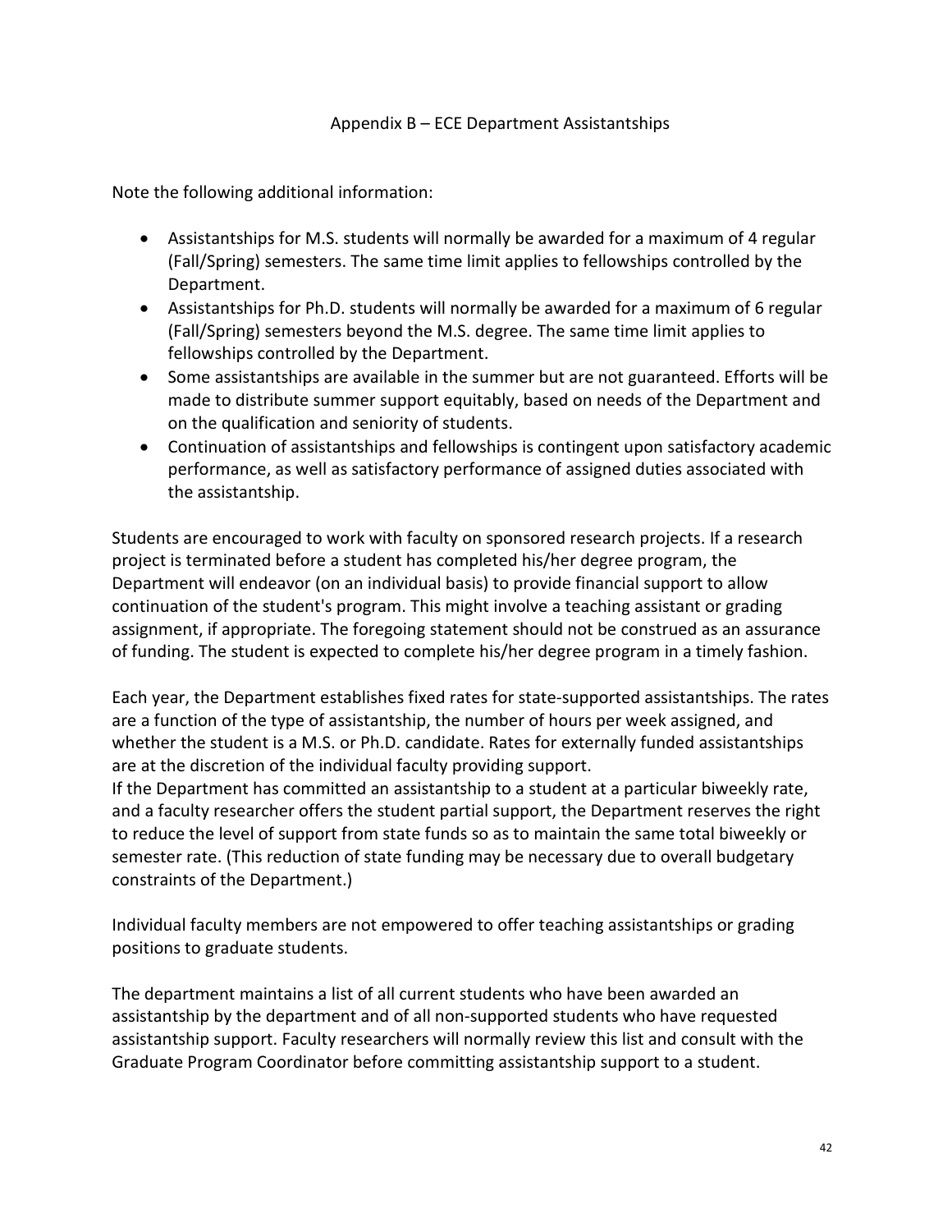## Appendix B – ECE Department Assistantships

Note the following additional information:

- Assistantships for M.S. students will normally be awarded for a maximum of 4 regular (Fall/Spring) semesters. The same time limit applies to fellowships controlled by the Department.
- Assistantships for Ph.D. students will normally be awarded for a maximum of 6 regular (Fall/Spring) semesters beyond the M.S. degree. The same time limit applies to fellowships controlled by the Department.
- Some assistantships are available in the summer but are not guaranteed. Efforts will be made to distribute summer support equitably, based on needs of the Department and on the qualification and seniority of students.
- Continuation of assistantships and fellowships is contingent upon satisfactory academic performance, as well as satisfactory performance of assigned duties associated with the assistantship.

Students are encouraged to work with faculty on sponsored research projects. If a research project is terminated before a student has completed his/her degree program, the Department will endeavor (on an individual basis) to provide financial support to allow continuation of the student's program. This might involve a teaching assistant or grading assignment, if appropriate. The foregoing statement should not be construed as an assurance of funding. The student is expected to complete his/her degree program in a timely fashion.

Each year, the Department establishes fixed rates for state-supported assistantships. The rates are a function of the type of assistantship, the number of hours per week assigned, and whether the student is a M.S. or Ph.D. candidate. Rates for externally funded assistantships are at the discretion of the individual faculty providing support.
If the Department has committed an assistantship to a student at a particular biweekly rate, and a faculty researcher offers the student partial support, the Department reserves the right to reduce the level of support from state funds so as to maintain the same total biweekly or semester rate. (This reduction of state funding may be necessary due to overall budgetary constraints of the Department.)

Individual faculty members are not empowered to offer teaching assistantships or grading positions to graduate students.

The department maintains a list of all current students who have been awarded an assistantship by the department and of all non-supported students who have requested assistantship support. Faculty researchers will normally review this list and consult with the Graduate Program Coordinator before committing assistantship support to a student.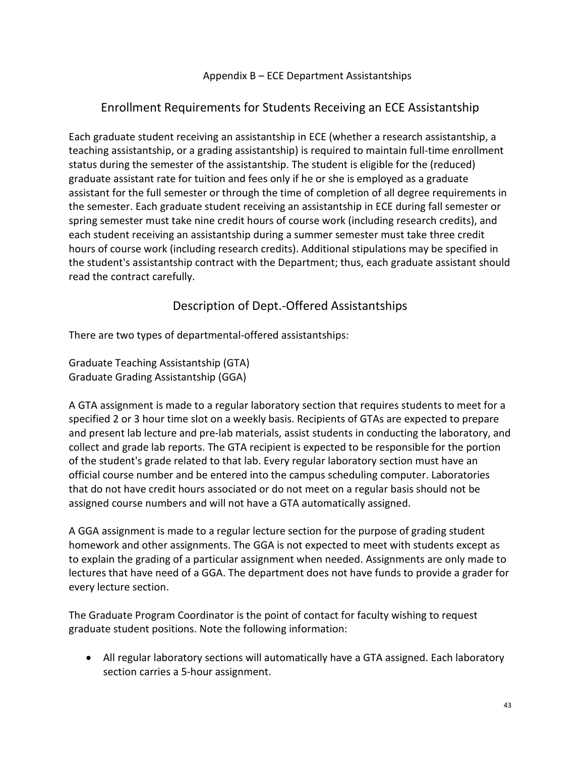Appendix B – ECE Department Assistantships

## Enrollment Requirements for Students Receiving an ECE Assistantship

Each graduate student receiving an assistantship in ECE (whether a research assistantship, a teaching assistantship, or a grading assistantship) is required to maintain full-time enrollment status during the semester of the assistantship. The student is eligible for the (reduced) graduate assistant rate for tuition and fees only if he or she is employed as a graduate assistant for the full semester or through the time of completion of all degree requirements in the semester. Each graduate student receiving an assistantship in ECE during fall semester or spring semester must take nine credit hours of course work (including research credits), and each student receiving an assistantship during a summer semester must take three credit hours of course work (including research credits). Additional stipulations may be specified in the student's assistantship contract with the Department; thus, each graduate assistant should read the contract carefully.

## Description of Dept.-Offered Assistantships

There are two types of departmental-offered assistantships:

Graduate Teaching Assistantship (GTA)
Graduate Grading Assistantship (GGA)

A GTA assignment is made to a regular laboratory section that requires students to meet for a specified 2 or 3 hour time slot on a weekly basis. Recipients of GTAs are expected to prepare and present lab lecture and pre-lab materials, assist students in conducting the laboratory, and collect and grade lab reports. The GTA recipient is expected to be responsible for the portion of the student's grade related to that lab. Every regular laboratory section must have an official course number and be entered into the campus scheduling computer. Laboratories that do not have credit hours associated or do not meet on a regular basis should not be assigned course numbers and will not have a GTA automatically assigned.

A GGA assignment is made to a regular lecture section for the purpose of grading student homework and other assignments. The GGA is not expected to meet with students except as to explain the grading of a particular assignment when needed. Assignments are only made to lectures that have need of a GGA. The department does not have funds to provide a grader for every lecture section.

The Graduate Program Coordinator is the point of contact for faculty wishing to request graduate student positions. Note the following information:

- All regular laboratory sections will automatically have a GTA assigned. Each laboratory section carries a 5-hour assignment.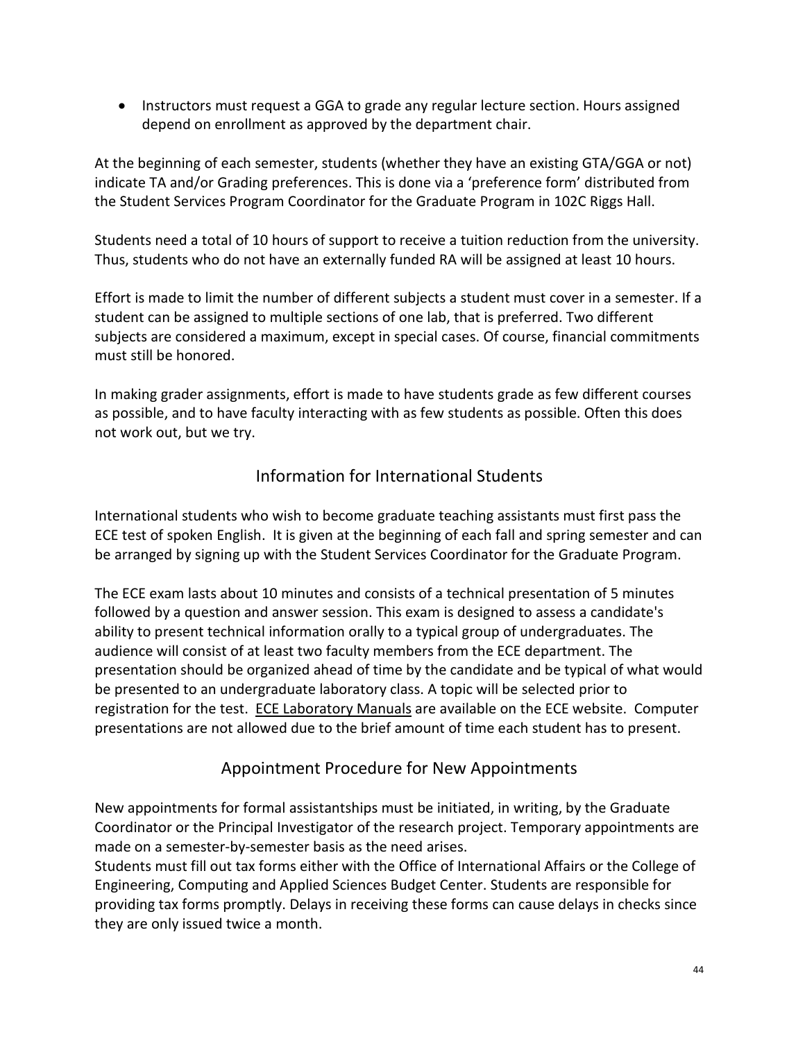- Instructors must request a GGA to grade any regular lecture section. Hours assigned depend on enrollment as approved by the department chair.

At the beginning of each semester, students (whether they have an existing GTA/GGA or not) indicate TA and/or Grading preferences. This is done via a 'preference form' distributed from the Student Services Program Coordinator for the Graduate Program in 102C Riggs Hall.

Students need a total of 10 hours of support to receive a tuition reduction from the university. Thus, students who do not have an externally funded RA will be assigned at least 10 hours.

Effort is made to limit the number of different subjects a student must cover in a semester. If a student can be assigned to multiple sections of one lab, that is preferred. Two different subjects are considered a maximum, except in special cases. Of course, financial commitments must still be honored.

In making grader assignments, effort is made to have students grade as few different courses as possible, and to have faculty interacting with as few students as possible. Often this does not work out, but we try.

## Information for International Students

International students who wish to become graduate teaching assistants must first pass the ECE test of spoken English. It is given at the beginning of each fall and spring semester and can be arranged by signing up with the Student Services Coordinator for the Graduate Program.

The ECE exam lasts about 10 minutes and consists of a technical presentation of 5 minutes followed by a question and answer session. This exam is designed to assess a candidate's ability to present technical information orally to a typical group of undergraduates. The audience will consist of at least two faculty members from the ECE department. The presentation should be organized ahead of time by the candidate and be typical of what would be presented to an undergraduate laboratory class. A topic will be selected prior to registration for the test. ECE Laboratory Manuals are available on the ECE website. Computer presentations are not allowed due to the brief amount of time each student has to present.

## Appointment Procedure for New Appointments

New appointments for formal assistantships must be initiated, in writing, by the Graduate Coordinator or the Principal Investigator of the research project. Temporary appointments are made on a semester-by-semester basis as the need arises.
Students must fill out tax forms either with the Office of International Affairs or the College of Engineering, Computing and Applied Sciences Budget Center. Students are responsible for providing tax forms promptly. Delays in receiving these forms can cause delays in checks since they are only issued twice a month.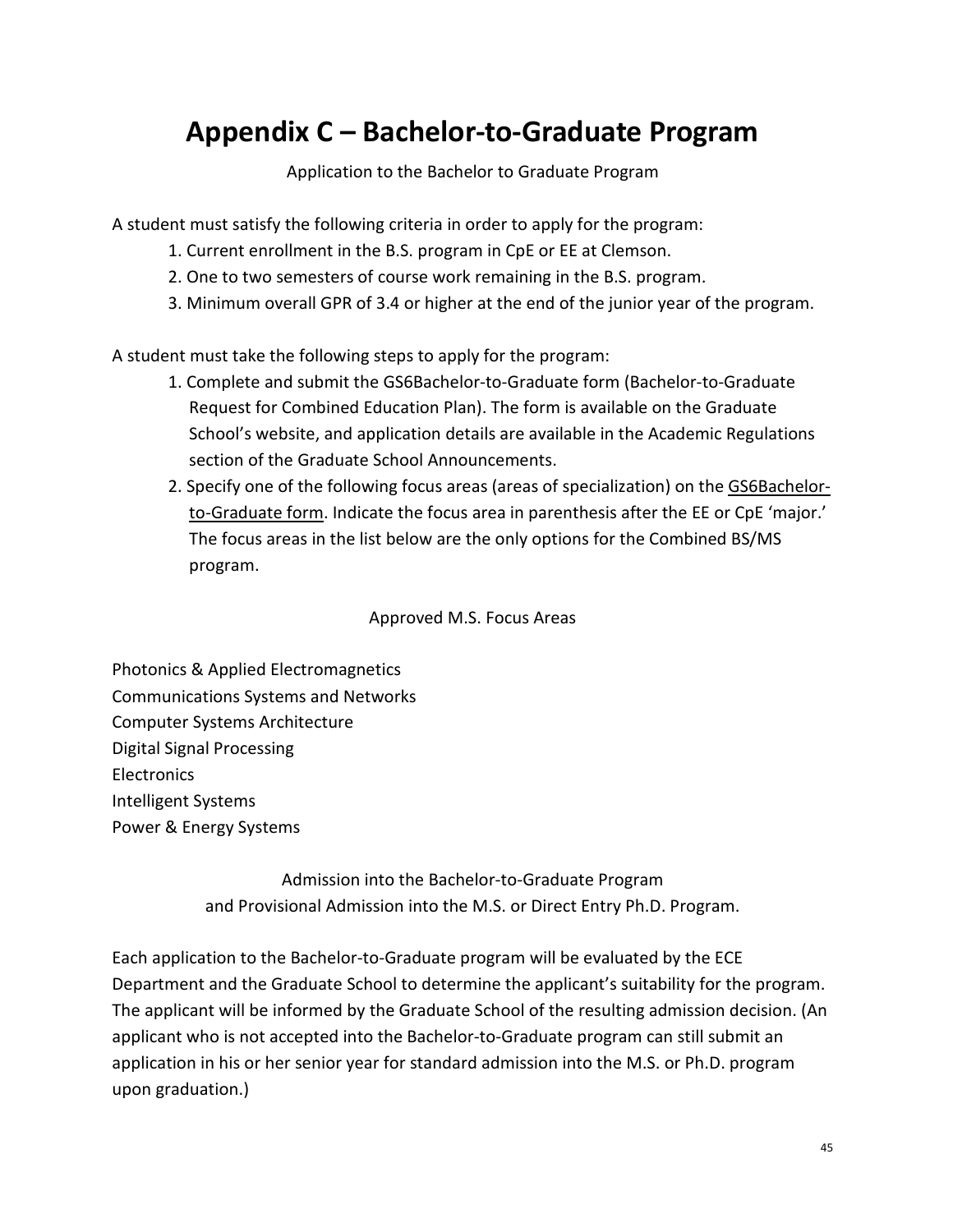# Appendix C – Bachelor-to-Graduate Program

Application to the Bachelor to Graduate Program

A student must satisfy the following criteria in order to apply for the program:

1. Current enrollment in the B.S. program in CpE or EE at Clemson.
2. One to two semesters of course work remaining in the B.S. program.
3. Minimum overall GPR of 3.4 or higher at the end of the junior year of the program.

A student must take the following steps to apply for the program:

1. Complete and submit the GS6Bachelor-to-Graduate form (Bachelor-to-Graduate Request for Combined Education Plan). The form is available on the Graduate School's website, and application details are available in the Academic Regulations section of the Graduate School Announcements.
2. Specify one of the following focus areas (areas of specialization) on the GS6Bachelor-to-Graduate form. Indicate the focus area in parenthesis after the EE or CpE 'major.' The focus areas in the list below are the only options for the Combined BS/MS program.

Approved M.S. Focus Areas

Photonics & Applied Electromagnetics
Communications Systems and Networks
Computer Systems Architecture
Digital Signal Processing
Electronics
Intelligent Systems
Power & Energy Systems

Admission into the Bachelor-to-Graduate Program
and Provisional Admission into the M.S. or Direct Entry Ph.D. Program.

Each application to the Bachelor-to-Graduate program will be evaluated by the ECE Department and the Graduate School to determine the applicant's suitability for the program. The applicant will be informed by the Graduate School of the resulting admission decision. (An applicant who is not accepted into the Bachelor-to-Graduate program can still submit an application in his or her senior year for standard admission into the M.S. or Ph.D. program upon graduation.)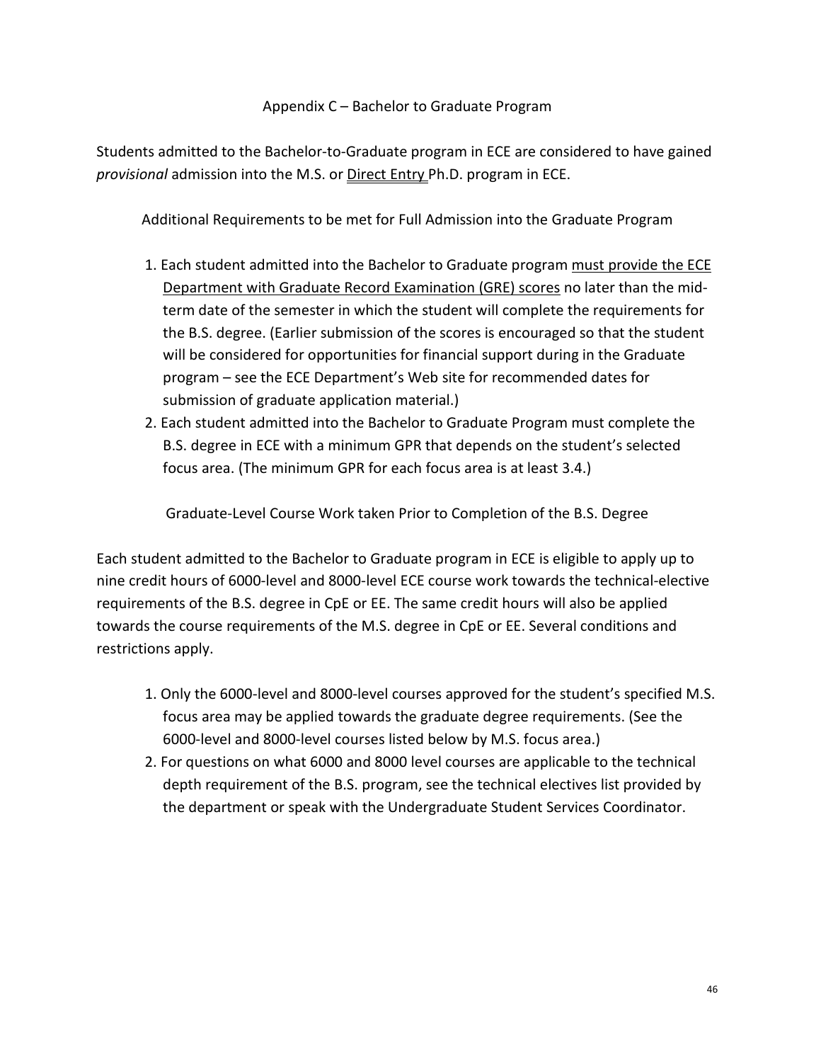## Appendix C – Bachelor to Graduate Program

Students admitted to the Bachelor-to-Graduate program in ECE are considered to have gained *provisional* admission into the M.S. or Direct Entry Ph.D. program in ECE.

### Additional Requirements to be met for Full Admission into the Graduate Program

1. Each student admitted into the Bachelor to Graduate program must provide the ECE Department with Graduate Record Examination (GRE) scores no later than the mid-term date of the semester in which the student will complete the requirements for the B.S. degree. (Earlier submission of the scores is encouraged so that the student will be considered for opportunities for financial support during in the Graduate program – see the ECE Department's Web site for recommended dates for submission of graduate application material.)
2. Each student admitted into the Bachelor to Graduate Program must complete the B.S. degree in ECE with a minimum GPR that depends on the student's selected focus area. (The minimum GPR for each focus area is at least 3.4.)

### Graduate-Level Course Work taken Prior to Completion of the B.S. Degree

Each student admitted to the Bachelor to Graduate program in ECE is eligible to apply up to nine credit hours of 6000-level and 8000-level ECE course work towards the technical-elective requirements of the B.S. degree in CpE or EE. The same credit hours will also be applied towards the course requirements of the M.S. degree in CpE or EE. Several conditions and restrictions apply.

1. Only the 6000-level and 8000-level courses approved for the student's specified M.S. focus area may be applied towards the graduate degree requirements. (See the 6000-level and 8000-level courses listed below by M.S. focus area.)
2. For questions on what 6000 and 8000 level courses are applicable to the technical depth requirement of the B.S. program, see the technical electives list provided by the department or speak with the Undergraduate Student Services Coordinator.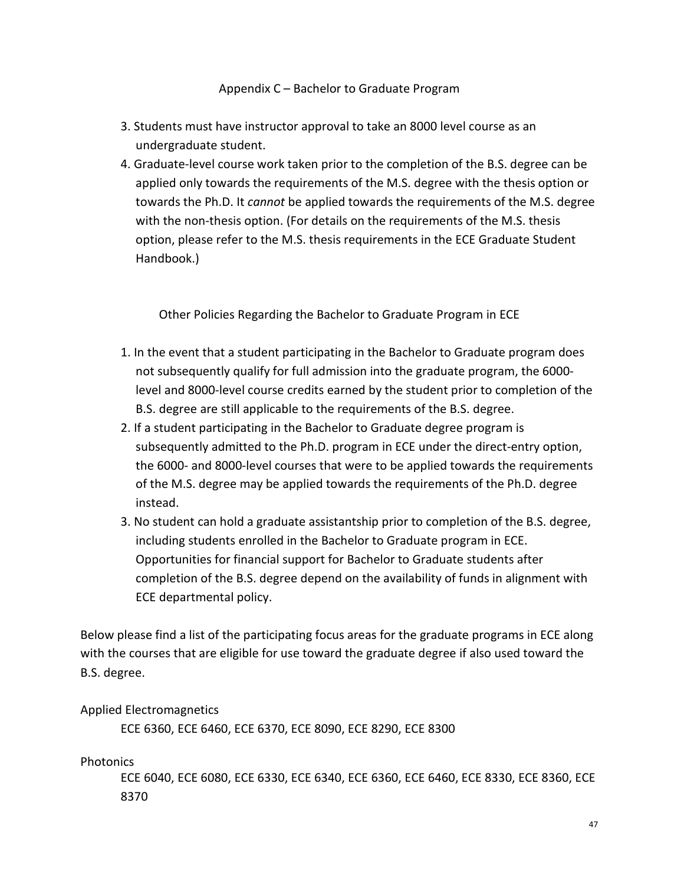## Appendix C – Bachelor to Graduate Program

3. Students must have instructor approval to take an 8000 level course as an undergraduate student.
4. Graduate-level course work taken prior to the completion of the B.S. degree can be applied only towards the requirements of the M.S. degree with the thesis option or towards the Ph.D. It *cannot* be applied towards the requirements of the M.S. degree with the non-thesis option. (For details on the requirements of the M.S. thesis option, please refer to the M.S. thesis requirements in the ECE Graduate Student Handbook.)

### Other Policies Regarding the Bachelor to Graduate Program in ECE

1. In the event that a student participating in the Bachelor to Graduate program does not subsequently qualify for full admission into the graduate program, the 6000-level and 8000-level course credits earned by the student prior to completion of the B.S. degree are still applicable to the requirements of the B.S. degree.
2. If a student participating in the Bachelor to Graduate degree program is subsequently admitted to the Ph.D. program in ECE under the direct-entry option, the 6000- and 8000-level courses that were to be applied towards the requirements of the M.S. degree may be applied towards the requirements of the Ph.D. degree instead.
3. No student can hold a graduate assistantship prior to completion of the B.S. degree, including students enrolled in the Bachelor to Graduate program in ECE. Opportunities for financial support for Bachelor to Graduate students after completion of the B.S. degree depend on the availability of funds in alignment with ECE departmental policy.

Below please find a list of the participating focus areas for the graduate programs in ECE along with the courses that are eligible for use toward the graduate degree if also used toward the B.S. degree.

Applied Electromagnetics

ECE 6360, ECE 6460, ECE 6370, ECE 8090, ECE 8290, ECE 8300

Photonics

ECE 6040, ECE 6080, ECE 6330, ECE 6340, ECE 6360, ECE 6460, ECE 8330, ECE 8360, ECE 8370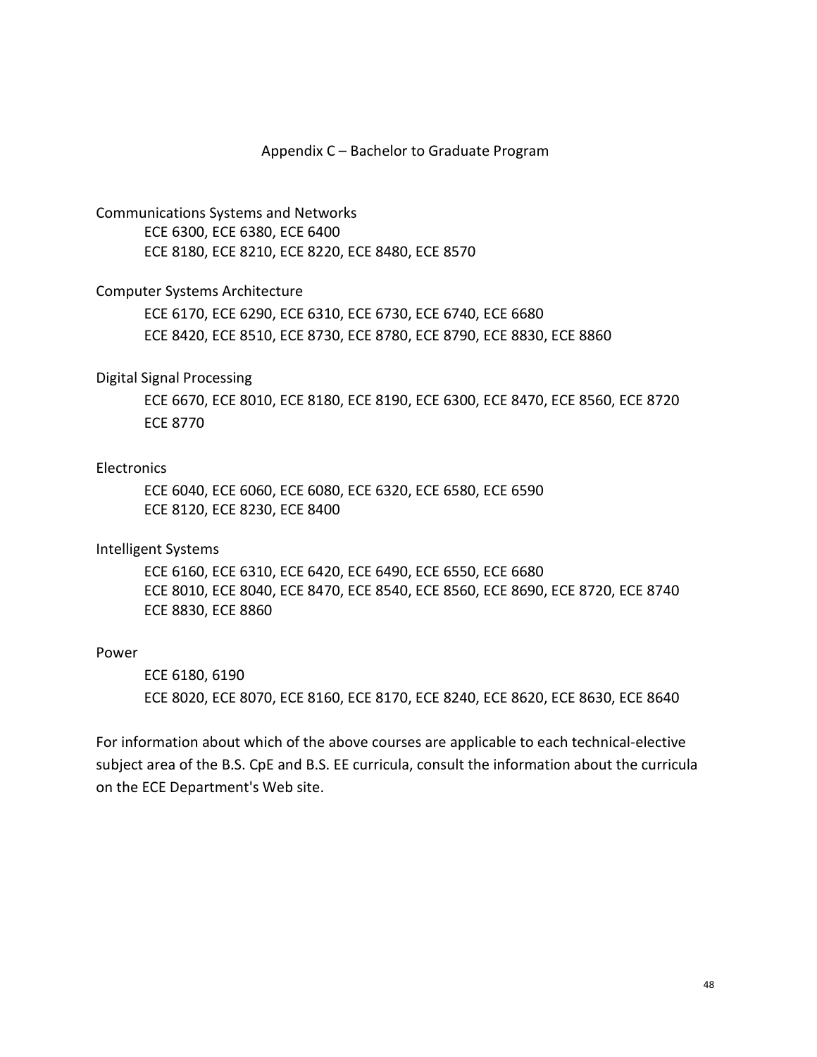# Appendix C – Bachelor to Graduate Program

Communications Systems and Networks

ECE 6300, ECE 6380, ECE 6400
ECE 8180, ECE 8210, ECE 8220, ECE 8480, ECE 8570

Computer Systems Architecture

ECE 6170, ECE 6290, ECE 6310, ECE 6730, ECE 6740, ECE 6680
ECE 8420, ECE 8510, ECE 8730, ECE 8780, ECE 8790, ECE 8830, ECE 8860

Digital Signal Processing

ECE 6670, ECE 8010, ECE 8180, ECE 8190, ECE 6300, ECE 8470, ECE 8560, ECE 8720
ECE 8770

Electronics

ECE 6040, ECE 6060, ECE 6080, ECE 6320, ECE 6580, ECE 6590
ECE 8120, ECE 8230, ECE 8400

Intelligent Systems

ECE 6160, ECE 6310, ECE 6420, ECE 6490, ECE 6550, ECE 6680
ECE 8010, ECE 8040, ECE 8470, ECE 8540, ECE 8560, ECE 8690, ECE 8720, ECE 8740
ECE 8830, ECE 8860

Power

ECE 6180, 6190
ECE 8020, ECE 8070, ECE 8160, ECE 8170, ECE 8240, ECE 8620, ECE 8630, ECE 8640

For information about which of the above courses are applicable to each technical-elective subject area of the B.S. CpE and B.S. EE curricula, consult the information about the curricula on the ECE Department's Web site.